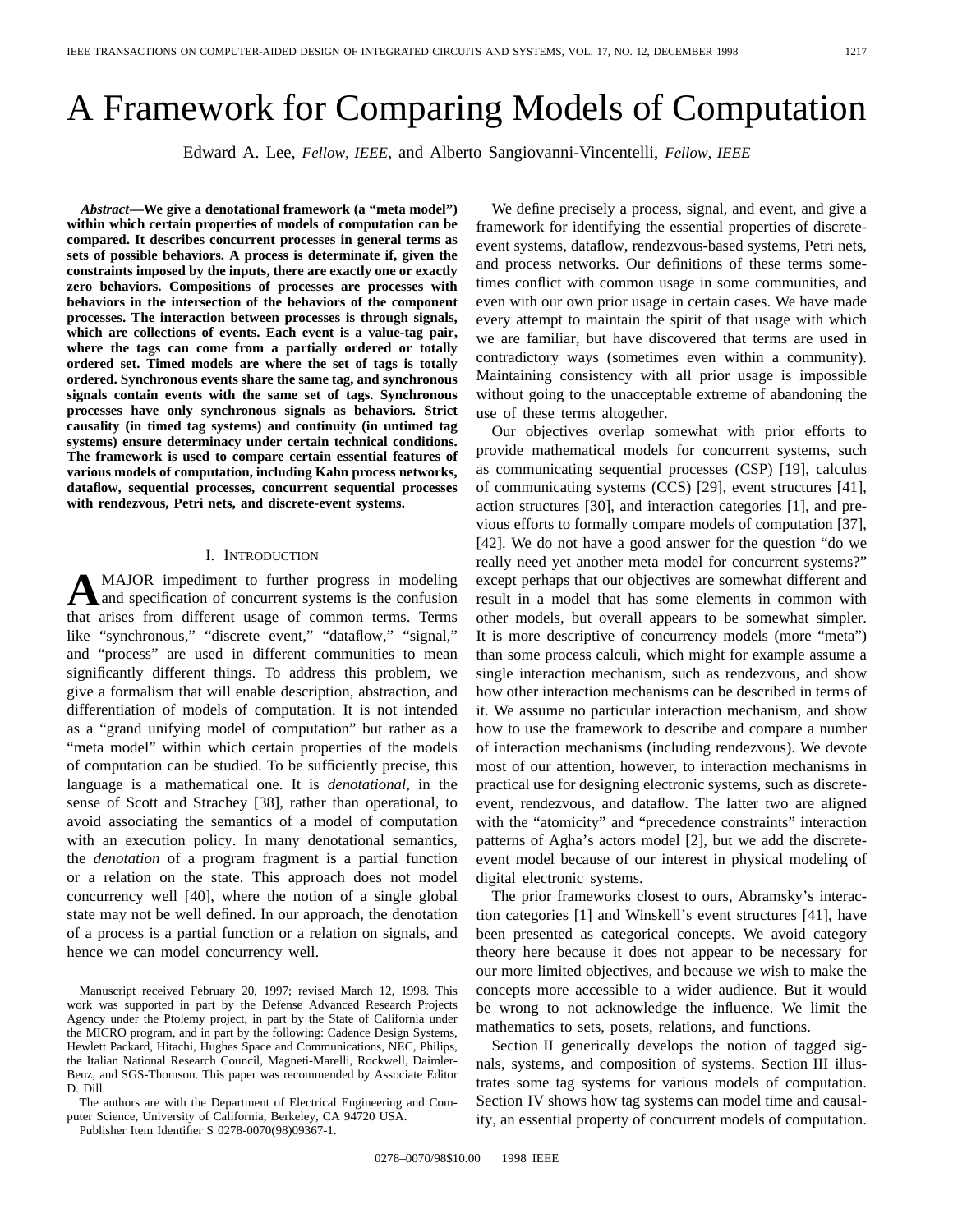// A Framework for Comparing Models of Computation

Edward A. Lee, *Fellow, IEEE*, and Alberto Sangiovanni-Vincentelli, *Fellow, IEEE*

***Abstract*—We give a denotational framework (a "meta model") within which certain properties of models of computation can be compared. It describes concurrent processes in general terms as sets of possible behaviors. A process is determinate if, given the constraints imposed by the inputs, there are exactly one or exactly zero behaviors. Compositions of processes are processes with behaviors in the intersection of the behaviors of the component processes. The interaction between processes is through signals, which are collections of events. Each event is a value-tag pair, where the tags can come from a partially ordered or totally ordered set. Timed models are where the set of tags is totally ordered. Synchronous events share the same tag, and synchronous signals contain events with the same set of tags. Synchronous processes have only synchronous signals as behaviors. Strict causality (in timed tag systems) and continuity (in untimed tag systems) ensure determinacy under certain technical conditions. The framework is used to compare certain essential features of various models of computation, including Kahn process networks, dataflow, sequential processes, concurrent sequential processes with rendezvous, Petri nets, and discrete-event systems.**

## I. Introduction

A major impediment to further progress in modeling and specification of concurrent systems is the confusion that arises from different usage of common terms. Terms like "synchronous," "discrete event," "dataflow," "signal," and "process" are used in different communities to mean significantly different things. To address this problem, we give a formalism that will enable description, abstraction, and differentiation of models of computation. It is not intended as a "grand unifying model of computation" but rather as a "meta model" within which certain properties of the models of computation can be studied. To be sufficiently precise, this language is a mathematical one. It is *denotational*, in the sense of Scott and Strachey [38], rather than operational, to avoid associating the semantics of a model of computation with an execution policy. In many denotational semantics, the *denotation* of a program fragment is a partial function or a relation on the state. This approach does not model concurrency well [40], where the notion of a single global state may not be well defined. In our approach, the denotation of a process is a partial function or a relation on signals, and hence we can model concurrency well.

Manuscript received February 20, 1997; revised March 12, 1998. This work was supported in part by the Defense Advanced Research Projects Agency under the Ptolemy project, in part by the State of California under the MICRO program, and in part by the following: Cadence Design Systems, Hewlett Packard, Hitachi, Hughes Space and Communications, NEC, Philips, the Italian National Research Council, Magneti-Marelli, Rockwell, Daimler-Benz, and SGS-Thomson. This paper was recommended by Associate Editor D. Dill.

The authors are with the Department of Electrical Engineering and Computer Science, University of California, Berkeley, CA 94720 USA.

Publisher Item Identifier S 0278-0070(98)09367-1.

We define precisely a process, signal, and event, and give a framework for identifying the essential properties of discrete-event systems, dataflow, rendezvous-based systems, Petri nets, and process networks. Our definitions of these terms sometimes conflict with common usage in some communities, and even with our own prior usage in certain cases. We have made every attempt to maintain the spirit of that usage with which we are familiar, but have discovered that terms are used in contradictory ways (sometimes even within a community). Maintaining consistency with all prior usage is impossible without going to the unacceptable extreme of abandoning the use of these terms altogether.

Our objectives overlap somewhat with prior efforts to provide mathematical models for concurrent systems, such as communicating sequential processes (CSP) [19], calculus of communicating systems (CCS) [29], event structures [41], action structures [30], and interaction categories [1], and previous efforts to formally compare models of computation [37], [42]. We do not have a good answer for the question "do we really need yet another meta model for concurrent systems?" except perhaps that our objectives are somewhat different and result in a model that has some elements in common with other models, but overall appears to be somewhat simpler. It is more descriptive of concurrency models (more "meta") than some process calculi, which might for example assume a single interaction mechanism, such as rendezvous, and show how other interaction mechanisms can be described in terms of it. We assume no particular interaction mechanism, and show how to use the framework to describe and compare a number of interaction mechanisms (including rendezvous). We devote most of our attention, however, to interaction mechanisms in practical use for designing electronic systems, such as discrete-event, rendezvous, and dataflow. The latter two are aligned with the "atomicity" and "precedence constraints" interaction patterns of Agha's actors model [2], but we add the discrete-event model because of our interest in physical modeling of digital electronic systems.

The prior frameworks closest to ours, Abramsky's interaction categories [1] and Winskell's event structures [41], have been presented as categorical concepts. We avoid category theory here because it does not appear to be necessary for our more limited objectives, and because we wish to make the concepts more accessible to a wider audience. But it would be wrong to not acknowledge the influence. We limit the mathematics to sets, posets, relations, and functions.

Section II generically develops the notion of tagged signals, systems, and composition of systems. Section III illustrates some tag systems for various models of computation. Section IV shows how tag systems can model time and causality, an essential property of concurrent models of computation.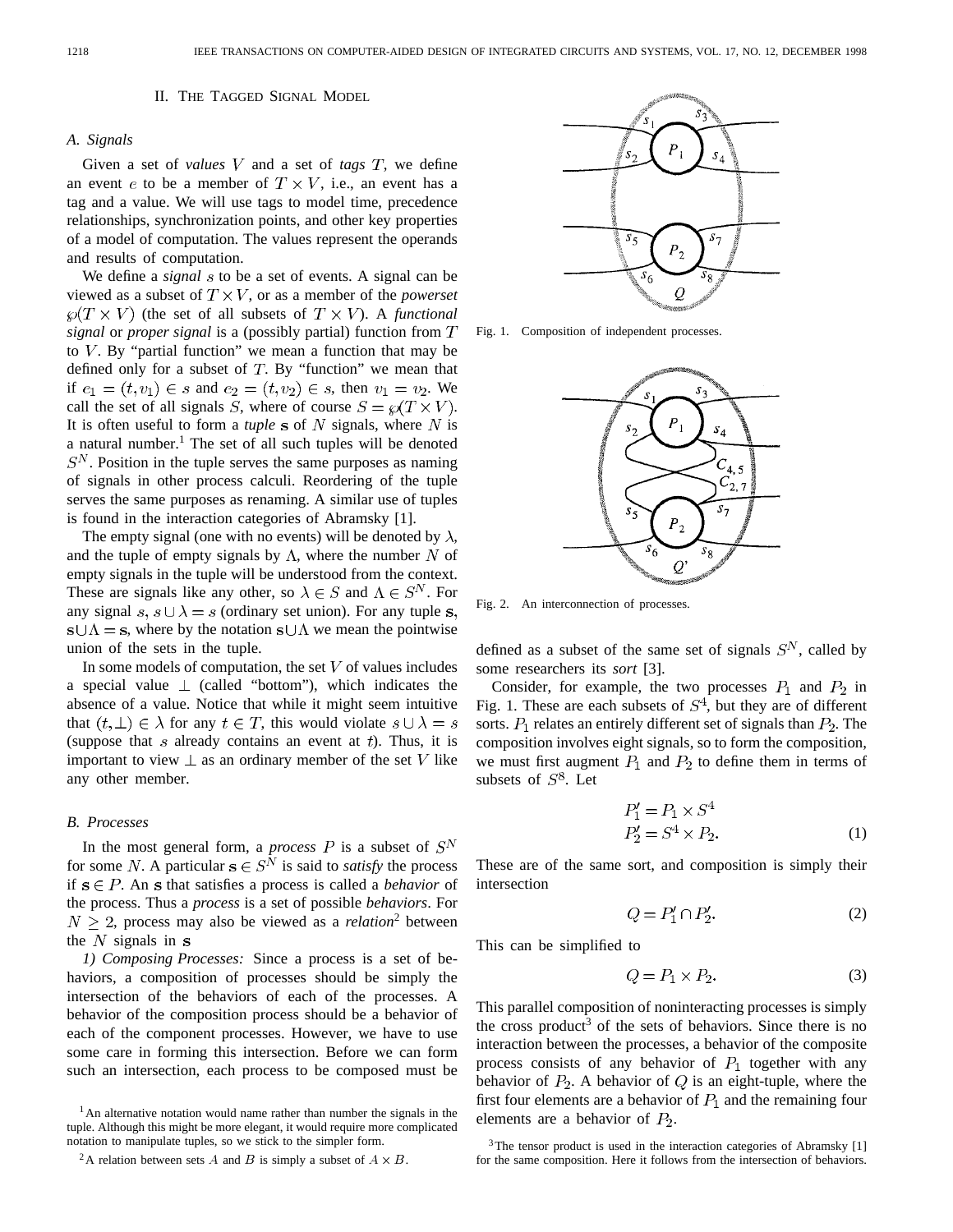## II. The Tagged Signal Model

### A. Signals

Given a set of *values* $V$ and a set of *tags* $T$, we define an event $e$ to be a member of $T \times V$, i.e., an event has a tag and a value. We will use tags to model time, precedence relationships, synchronization points, and other key properties of a model of computation. The values represent the operands and results of computation.

We define a *signal* $s$ to be a set of events. A signal can be viewed as a subset of $T \times V$, or as a member of the *powerset* $\wp(T \times V)$ (the set of all subsets of $T \times V$). A *functional signal* or *proper signal* is a (possibly partial) function from $T$ to $V$. By "partial function" we mean a function that may be defined only for a subset of $T$. By "function" we mean that if $e_1 = (t, v_1) \in s$ and $e_2 = (t, v_2) \in s$, then $v_1 = v_2$. We call the set of all signals $S$, where of course $S = \wp(T \times V)$. It is often useful to form a *tuple* $\mathbf{s}$ of $N$ signals, where $N$ is a natural number.[1] The set of all such tuples will be denoted $S^N$. Position in the tuple serves the same purposes as naming of signals in other process calculi. Reordering of the tuple serves the same purposes as renaming. A similar use of tuples is found in the interaction categories of Abramsky [1].

The empty signal (one with no events) will be denoted by $\lambda$, and the tuple of empty signals by $\Lambda$, where the number $N$ of empty signals in the tuple will be understood from the context. These are signals like any other, so $\lambda \in S$ and $\Lambda \in S^N$. For any signal $s$, $s \cup \lambda = s$ (ordinary set union). For any tuple $\mathbf{s}$, $\mathbf{s} \cup \Lambda = \mathbf{s}$, where by the notation $\mathbf{s} \cup \Lambda$ we mean the pointwise union of the sets in the tuple.

In some models of computation, the set $V$ of values includes a special value $\perp$ (called "bottom"), which indicates the absence of a value. Notice that while it might seem intuitive that $(t, \perp) \in \lambda$ for any $t \in T$, this would violate $s \cup \lambda = s$ (suppose that $s$ already contains an event at $t$). Thus, it is important to view $\perp$ as an ordinary member of the set $V$ like any other member.

### B. Processes

In the most general form, a *process* $P$ is a subset of $S^N$ for some $N$. A particular $\mathbf{s} \in S^N$ is said to *satisfy* the process if $\mathbf{s} \in P$. An $\mathbf{s}$ that satisfies a process is called a *behavior* of the process. Thus a *process* is a set of possible *behaviors*. For $N \geq 2$, process may also be viewed as a *relation*[2] between the $N$ signals in $\mathbf{s}$

*1) Composing Processes:* Since a process is a set of behaviors, a composition of processes should be simply the intersection of the behaviors of each of the processes. A behavior of the composition process should be a behavior of each of the component processes. However, we have to use some care in forming this intersection. Before we can form such an intersection, each process to be composed must be defined as a subset of the same set of signals $S^N$, called by some researchers its *sort* [3].

Fig. 1. Composition of independent processes.

Fig. 2. An interconnection of processes.

Consider, for example, the two processes $P_1$ and $P_2$ in Fig. 1. These are each subsets of $S^4$, but they are of different sorts. $P_1$ relates an entirely different set of signals than $P_2$. The composition involves eight signals, so to form the composition, we must first augment $P_1$ and $P_2$ to define them in terms of subsets of $S^8$. Let

$$P_1' = P_1 \times S^4$$
$$P_2' = S^4 \times P_2. \tag{1}$$

These are of the same sort, and composition is simply their intersection

$$Q = P_1' \cap P_2'. \tag{2}$$

This can be simplified to

$$Q = P_1 \times P_2. \tag{3}$$

This parallel composition of noninteracting processes is simply the cross product[3] of the sets of behaviors. Since there is no interaction between the processes, a behavior of the composite process consists of any behavior of $P_1$ together with any behavior of $P_2$. A behavior of $Q$ is an eight-tuple, where the first four elements are a behavior of $P_1$ and the remaining four elements are a behavior of $P_2$.

[1] An alternative notation would name rather than number the signals in the tuple. Although this might be more elegant, it would require more complicated notation to manipulate tuples, so we stick to the simpler form.

[2] A relation between sets $A$ and $B$ is simply a subset of $A \times B$.

[3] The tensor product is used in the interaction categories of Abramsky [1] for the same composition. Here it follows from the intersection of behaviors.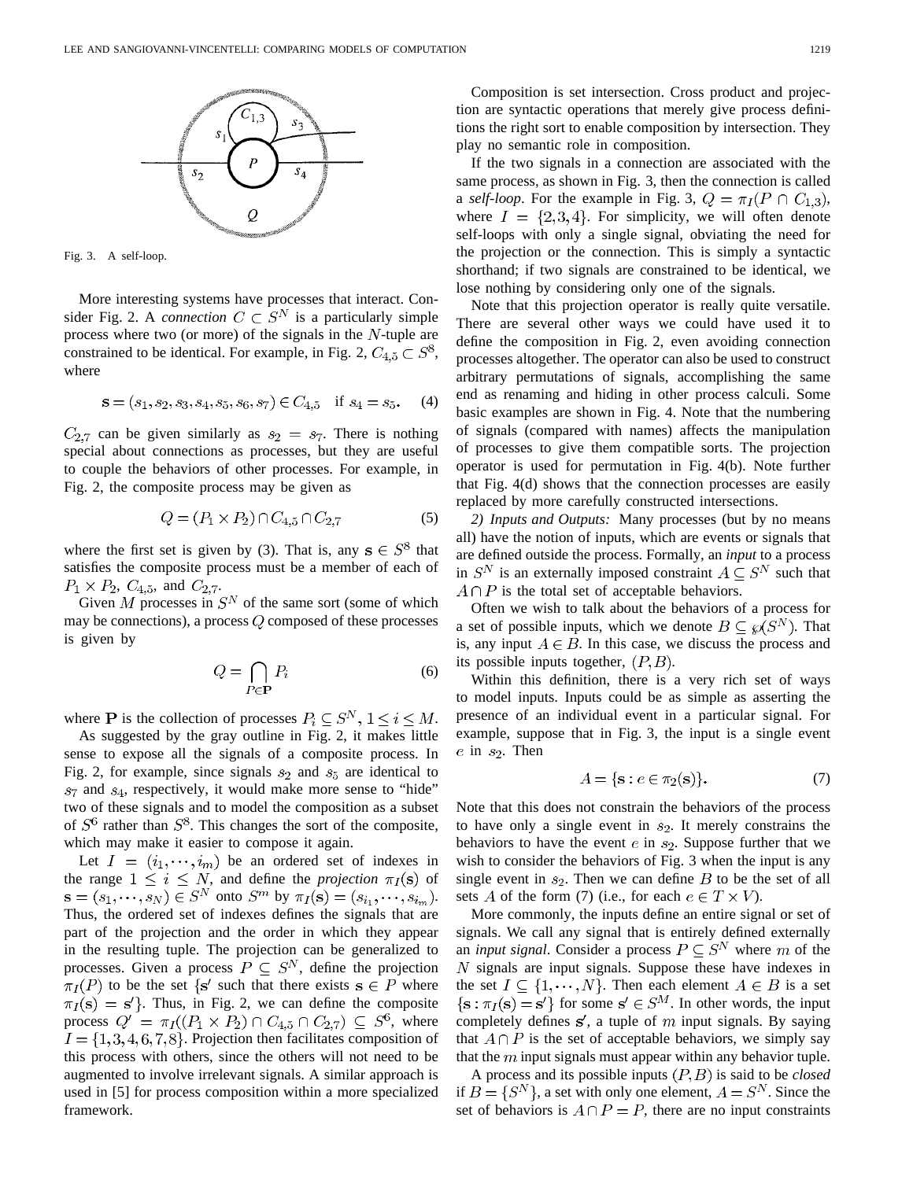Fig. 3. A self-loop.

More interesting systems have processes that interact. Consider Fig. 2. A *connection* $C \subset S^N$ is a particularly simple process where two (or more) of the signals in the $N$-tuple are constrained to be identical. For example, in Fig. 2, $C_{4,5} \subset S^8$, where

$$\mathbf{s} = (s_1, s_2, s_3, s_4, s_5, s_6, s_7) \in C_{4,5} \quad \text{if } s_4 = s_5. \tag{4}$$

$C_{2,7}$ can be given similarly as $s_2 = s_7$. There is nothing special about connections as processes, but they are useful to couple the behaviors of other processes. For example, in Fig. 2, the composite process may be given as

$$Q = (P_1 \times P_2) \cap C_{4,5} \cap C_{2,7} \tag{5}$$

where the first set is given by (3). That is, any $\mathbf{s} \in S^8$ that satisfies the composite process must be a member of each of $P_1 \times P_2$, $C_{4,5}$, and $C_{2,7}$.

Given $M$ processes in $S^N$ of the same sort (some of which may be connections), a process $Q$ composed of these processes is given by

$$Q = \bigcap_{P \in \mathbf{P}} P_i \tag{6}$$

where $\mathbf{P}$ is the collection of processes $P_i \subseteq S^N$, $1 \leq i \leq M$.

As suggested by the gray outline in Fig. 2, it makes little sense to expose all the signals of a composite process. In Fig. 2, for example, since signals $s_2$ and $s_5$ are identical to $s_7$ and $s_4$, respectively, it would make more sense to "hide" two of these signals and to model the composition as a subset of $S^6$ rather than $S^8$. This changes the sort of the composite, which may make it easier to compose it again.

Let $I = (i_1, \cdots, i_m)$ be an ordered set of indexes in the range $1 \leq i \leq N$, and define the *projection* $\pi_I(\mathbf{s})$ of $\mathbf{s} = (s_1, \cdots, s_N) \in S^N$ onto $S^m$ by $\pi_I(\mathbf{s}) = (s_{i_1}, \cdots, s_{i_m})$. Thus, the ordered set of indexes defines the signals that are part of the projection and the order in which they appear in the resulting tuple. The projection can be generalized to processes. Given a process $P \subseteq S^N$, define the projection $\pi_I(P)$ to be the set $\{\mathbf{s}'$ such that there exists $\mathbf{s} \in P$ where $\pi_I(\mathbf{s}) = \mathbf{s}'\}$. Thus, in Fig. 2, we can define the composite process $Q' = \pi_I((P_1 \times P_2) \cap C_{4,5} \cap C_{2,7}) \subseteq S^6$, where $I = \{1, 3, 4, 6, 7, 8\}$. Projection then facilitates composition of this process with others, since the others will not need to be augmented to involve irrelevant signals. A similar approach is used in [5] for process composition within a more specialized framework.

Composition is set intersection. Cross product and projection are syntactic operations that merely give process definitions the right sort to enable composition by intersection. They play no semantic role in composition.

If the two signals in a connection are associated with the same process, as shown in Fig. 3, then the connection is called a *self-loop*. For the example in Fig. 3, $Q = \pi_I(P \cap C_{1,3})$, where $I = \{2, 3, 4\}$. For simplicity, we will often denote self-loops with only a single signal, obviating the need for the projection or the connection. This is simply a syntactic shorthand; if two signals are constrained to be identical, we lose nothing by considering only one of the signals.

Note that this projection operator is really quite versatile. There are several other ways we could have used it to define the composition in Fig. 2, even avoiding connection processes altogether. The operator can also be used to construct arbitrary permutations of signals, accomplishing the same end as renaming and hiding in other process calculi. Some basic examples are shown in Fig. 4. Note that the numbering of signals (compared with names) affects the manipulation of processes to give them compatible sorts. The projection operator is used for permutation in Fig. 4(b). Note further that Fig. 4(d) shows that the connection processes are easily replaced by more carefully constructed intersections.

*2) Inputs and Outputs:* Many processes (but by no means all) have the notion of inputs, which are events or signals that are defined outside the process. Formally, an *input* to a process in $S^N$ is an externally imposed constraint $A \subseteq S^N$ such that $A \cap P$ is the total set of acceptable behaviors.

Often we wish to talk about the behaviors of a process for a set of possible inputs, which we denote $B \subseteq \wp(S^N)$. That is, any input $A \in B$. In this case, we discuss the process and its possible inputs together, $(P, B)$.

Within this definition, there is a very rich set of ways to model inputs. Inputs could be as simple as asserting the presence of an individual event in a particular signal. For example, suppose that in Fig. 3, the input is a single event $e$ in $s_2$. Then

$$A = \{\mathbf{s} : e \in \pi_2(\mathbf{s})\}. \tag{7}$$

Note that this does not constrain the behaviors of the process to have only a single event in $s_2$. It merely constrains the behaviors to have the event $e$ in $s_2$. Suppose further that we wish to consider the behaviors of Fig. 3 when the input is any single event in $s_2$. Then we can define $B$ to be the set of all sets $A$ of the form (7) (i.e., for each $e \in T \times V$).

More commonly, the inputs define an entire signal or set of signals. We call any signal that is entirely defined externally an *input signal*. Consider a process $P \subseteq S^N$ where $m$ of the $N$ signals are input signals. Suppose these have indexes in the set $I \subseteq \{1, \cdots, N\}$. Then each element $A \in B$ is a set $\{\mathbf{s} : \pi_I(\mathbf{s}) = \mathbf{s}'\}$ for some $\mathbf{s}' \in S^M$. In other words, the input completely defines $\mathbf{s}'$, a tuple of $m$ input signals. By saying that $A \cap P$ is the set of acceptable behaviors, we simply say that the $m$ input signals must appear within any behavior tuple.

A process and its possible inputs $(P, B)$ is said to be *closed* if $B = \{S^N\}$, a set with only one element, $A = S^N$. Since the set of behaviors is $A \cap P = P$, there are no input constraints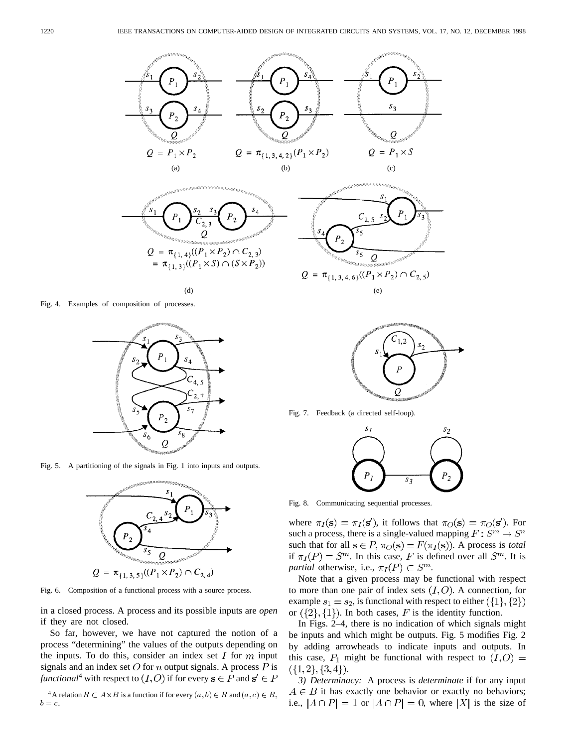$Q = P_1 \times P_2$

(a)

$Q = \pi_{\{1,3,4,2\}}(P_1 \times P_2)$

(b)

$Q = P_1 \times S$

(c)

$Q = \pi_{\{1,4\}}((P_1 \times P_2) \cap C_{2,3})$
$= \pi_{\{1,3\}}((P_1 \times S) \cap (S \times P_2))$

(d)

$Q = \pi_{\{1,3,4,6\}}((P_1 \times P_2) \cap C_{2,5})$

(e)

Fig. 4. Examples of composition of processes.

Fig. 5. A partitioning of the signals in Fig. 1 into inputs and outputs.

$Q = \pi_{\{1,3,5\}}((P_1 \times P_2) \cap C_{2,4})$

Fig. 6. Composition of a functional process with a source process.

in a closed process. A process and its possible inputs are *open* if they are not closed.

So far, however, we have not captured the notion of a process "determining" the values of the outputs depending on the inputs. To do this, consider an index set $I$ for $m$ input signals and an index set $O$ for $n$ output signals. A process $P$ is *functional*[4] with respect to $(I, O)$ if for every $\mathbf{s} \in P$ and $\mathbf{s}' \in P$ where $\pi_I(\mathbf{s}) = \pi_I(\mathbf{s}')$, it follows that $\pi_O(\mathbf{s}) = \pi_O(\mathbf{s}')$. For such a process, there is a single-valued mapping $F: S^m \rightarrow S^n$ such that for all $\mathbf{s} \in P$, $\pi_O(\mathbf{s}) = F(\pi_I(\mathbf{s}))$. A process is *total* if $\pi_I(P) = S^m$. In this case, $F$ is defined over all $S^m$. It is *partial* otherwise, i.e., $\pi_I(P) \subset S^m$.

Note that a given process may be functional with respect to more than one pair of index sets $(I, O)$. A connection, for example $s_1 = s_2$, is functional with respect to either $(\{1\}, \{2\})$ or $(\{2\}, \{1\})$. In both cases, $F$ is the identity function.

In Figs. 2–4, there is no indication of which signals might be inputs and which might be outputs. Fig. 5 modifies Fig. 2 by adding arrowheads to indicate inputs and outputs. In this case, $P_1$ might be functional with respect to $(I, O) = (\{1, 2\}, \{3, 4\})$.

*3) Determinacy:* A process is *determinate* if for any input $A \in B$ it has exactly one behavior or exactly no behaviors; i.e., $|A \cap P| = 1$ or $|A \cap P| = 0$, where $|X|$ is the size of

[4]A relation $R \subset A \times B$ is a function if for every $(a, b) \in R$ and $(a, c) \in R$, $b = c$.

Fig. 7. Feedback (a directed self-loop).

Fig. 8. Communicating sequential processes.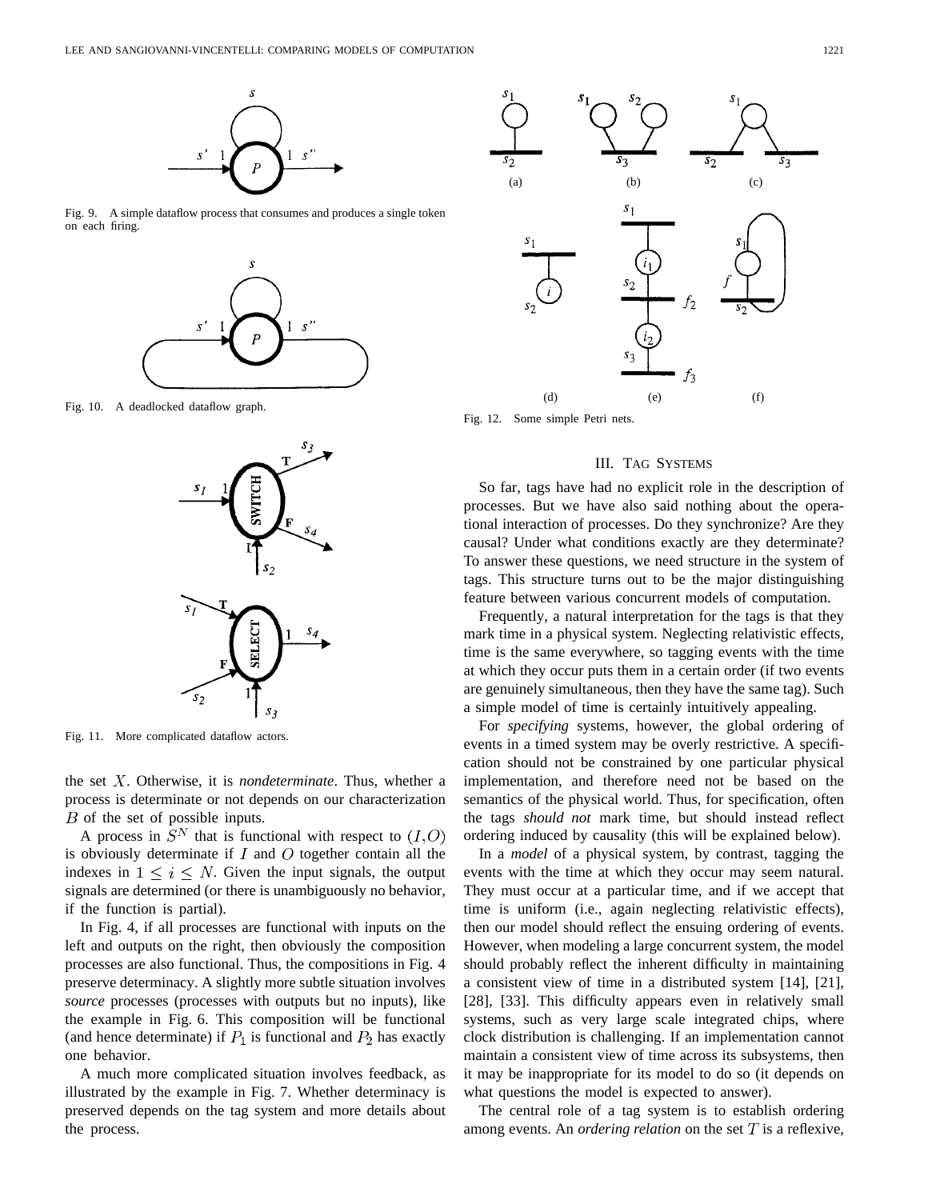Fig. 9. A simple dataflow process that consumes and produces a single token on each firing.

Fig. 10. A deadlocked dataflow graph.

Fig. 11. More complicated dataflow actors.

the set $X$. Otherwise, it is *nondeterminate*. Thus, whether a process is determinate or not depends on our characterization $B$ of the set of possible inputs.

A process in $S^N$ that is functional with respect to $(I,O)$ is obviously determinate if $I$ and $O$ together contain all the indexes in $1 \leq i \leq N$. Given the input signals, the output signals are determined (or there is unambiguously no behavior, if the function is partial).

In Fig. 4, if all processes are functional with inputs on the left and outputs on the right, then obviously the composition processes are also functional. Thus, the compositions in Fig. 4 preserve determinacy. A slightly more subtle situation involves *source* processes (processes with outputs but no inputs), like the example in Fig. 6. This composition will be functional (and hence determinate) if $P_1$ is functional and $P_2$ has exactly one behavior.

A much more complicated situation involves feedback, as illustrated by the example in Fig. 7. Whether determinacy is preserved depends on the tag system and more details about the process.

Fig. 12. Some simple Petri nets.

## III. Tag Systems

So far, tags have had no explicit role in the description of processes. But we have also said nothing about the operational interaction of processes. Do they synchronize? Are they causal? Under what conditions exactly are they determinate? To answer these questions, we need structure in the system of tags. This structure turns out to be the major distinguishing feature between various concurrent models of computation.

Frequently, a natural interpretation for the tags is that they mark time in a physical system. Neglecting relativistic effects, time is the same everywhere, so tagging events with the time at which they occur puts them in a certain order (if two events are genuinely simultaneous, then they have the same tag). Such a simple model of time is certainly intuitively appealing.

For *specifying* systems, however, the global ordering of events in a timed system may be overly restrictive. A specification should not be constrained by one particular physical implementation, and therefore need not be based on the semantics of the physical world. Thus, for specification, often the tags *should not* mark time, but should instead reflect ordering induced by causality (this will be explained below).

In a *model* of a physical system, by contrast, tagging the events with the time at which they occur may seem natural. They must occur at a particular time, and if we accept that time is uniform (i.e., again neglecting relativistic effects), then our model should reflect the ensuing ordering of events. However, when modeling a large concurrent system, the model should probably reflect the inherent difficulty in maintaining a consistent view of time in a distributed system [14], [21], [28], [33]. This difficulty appears even in relatively small systems, such as very large scale integrated chips, where clock distribution is challenging. If an implementation cannot maintain a consistent view of time across its subsystems, then it may be inappropriate for its model to do so (it depends on what questions the model is expected to answer).

The central role of a tag system is to establish ordering among events. An *ordering relation* on the set $T$ is a reflexive,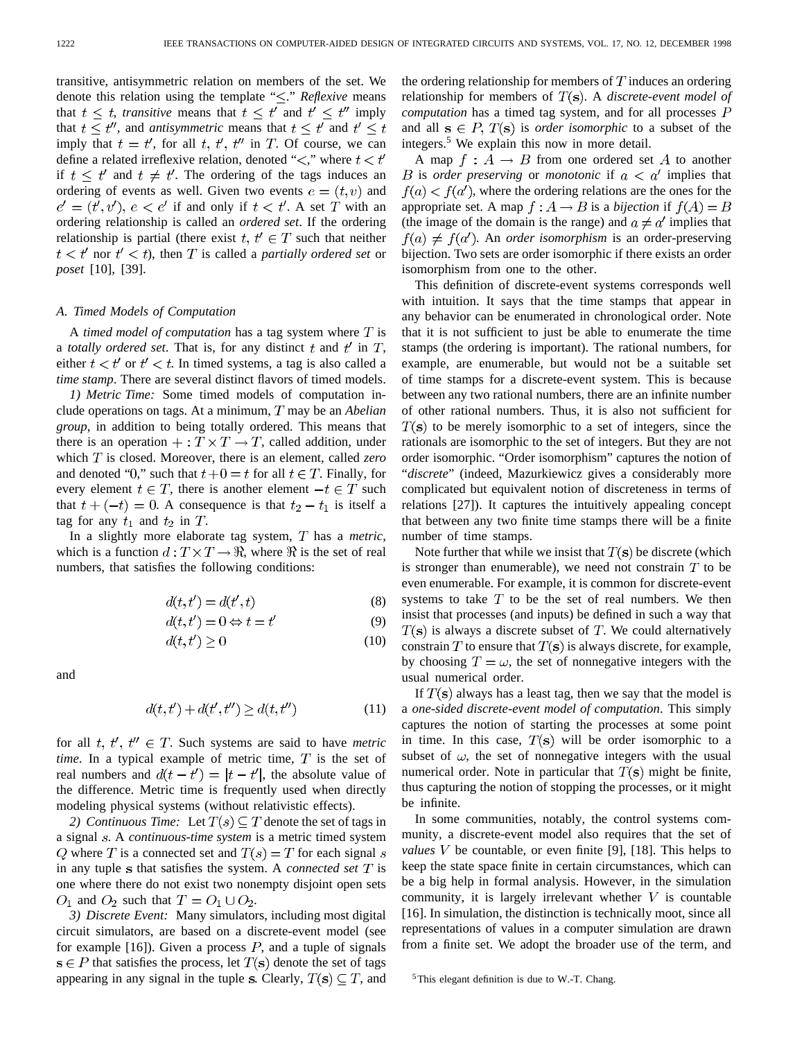transitive, antisymmetric relation on members of the set. We denote this relation using the template "$\leq$." *Reflexive* means that $t \leq t$, *transitive* means that $t \leq t'$ and $t' \leq t''$ imply that $t \leq t''$, and *antisymmetric* means that $t \leq t'$ and $t' \leq t$ imply that $t = t'$, for all $t$, $t'$, $t''$ in $T$. Of course, we can define a related irreflexive relation, denoted "$<$," where $t < t'$ if $t \leq t'$ and $t \neq t'$. The ordering of the tags induces an ordering of events as well. Given two events $e = (t, v)$ and $e' = (t', v')$, $e < e'$ if and only if $t < t'$. A set $T$ with an ordering relationship is called an *ordered set*. If the ordering relationship is partial (there exist $t$, $t' \in T$ such that neither $t < t'$ nor $t' < t$), then $T$ is called a *partially ordered set* or *poset* [10], [39].

### A. Timed Models of Computation

A *timed model of computation* has a tag system where $T$ is a *totally ordered set*. That is, for any distinct $t$ and $t'$ in $T$, either $t < t'$ or $t' < t$. In timed systems, a tag is also called a *time stamp*. There are several distinct flavors of timed models.

*1) Metric Time:* Some timed models of computation include operations on tags. At a minimum, $T$ may be an *Abelian group*, in addition to being totally ordered. This means that there is an operation $+ : T \times T \rightarrow T$, called addition, under which $T$ is closed. Moreover, there is an element, called *zero* and denoted "0," such that $t + 0 = t$ for all $t \in T$. Finally, for every element $t \in T$, there is another element $-t \in T$ such that $t + (-t) = 0$. A consequence is that $t_2 - t_1$ is itself a tag for any $t_1$ and $t_2$ in $T$.

In a slightly more elaborate tag system, $T$ has a *metric*, which is a function $d : T \times T \rightarrow \Re$, where $\Re$ is the set of real numbers, that satisfies the following conditions:

$$d(t, t') = d(t', t) \tag{8}$$

$$d(t, t') = 0 \Leftrightarrow t = t' \tag{9}$$

$$d(t, t') \geq 0 \tag{10}$$

and

$$d(t, t') + d(t', t'') \geq d(t, t'') \tag{11}$$

for all $t$, $t'$, $t'' \in T$. Such systems are said to have *metric time*. In a typical example of metric time, $T$ is the set of real numbers and $d(t - t') = |t - t'|$, the absolute value of the difference. Metric time is frequently used when directly modeling physical systems (without relativistic effects).

*2) Continuous Time:* Let $T(s) \subseteq T$ denote the set of tags in a signal $s$. A *continuous-time system* is a metric timed system $Q$ where $T$ is a connected set and $T(s) = T$ for each signal $s$ in any tuple $\mathbf{s}$ that satisfies the system. A *connected set* $T$ is one where there do not exist two nonempty disjoint open sets $O_1$ and $O_2$ such that $T = O_1 \cup O_2$.

*3) Discrete Event:* Many simulators, including most digital circuit simulators, are based on a discrete-event model (see for example [16]). Given a process $P$, and a tuple of signals $\mathbf{s} \in P$ that satisfies the process, let $T(\mathbf{s})$ denote the set of tags appearing in any signal in the tuple $\mathbf{s}$. Clearly, $T(\mathbf{s}) \subseteq T$, and the ordering relationship for members of $T$ induces an ordering relationship for members of $T(\mathbf{s})$. A *discrete-event model of computation* has a timed tag system, and for all processes $P$ and all $\mathbf{s} \in P$, $T(\mathbf{s})$ is *order isomorphic* to a subset of the integers.[5] We explain this now in more detail.

A map $f : A \rightarrow B$ from one ordered set $A$ to another $B$ is *order preserving* or *monotonic* if $a < a'$ implies that $f(a) < f(a')$, where the ordering relations are the ones for the appropriate set. A map $f : A \rightarrow B$ is a *bijection* if $f(A) = B$ (the image of the domain is the range) and $a \neq a'$ implies that $f(a) \neq f(a')$. An *order isomorphism* is an order-preserving bijection. Two sets are order isomorphic if there exists an order isomorphism from one to the other.

This definition of discrete-event systems corresponds well with intuition. It says that the time stamps that appear in any behavior can be enumerated in chronological order. Note that it is not sufficient to just be able to enumerate the time stamps (the ordering is important). The rational numbers, for example, are enumerable, but would not be a suitable set of time stamps for a discrete-event system. This is because between any two rational numbers, there are an infinite number of other rational numbers. Thus, it is also not sufficient for $T(\mathbf{s})$ to be merely isomorphic to a set of integers, since the rationals are isomorphic to the set of integers. But they are not order isomorphic. "Order isomorphism" captures the notion of "*discrete*" (indeed, Mazurkiewicz gives a considerably more complicated but equivalent notion of discreteness in terms of relations [27]). It captures the intuitively appealing concept that between any two finite time stamps there will be a finite number of time stamps.

Note further that while we insist that $T(\mathbf{s})$ be discrete (which is stronger than enumerable), we need not constrain $T$ to be even enumerable. For example, it is common for discrete-event systems to take $T$ to be the set of real numbers. We then insist that processes (and inputs) be defined in such a way that $T(\mathbf{s})$ is always a discrete subset of $T$. We could alternatively constrain $T$ to ensure that $T(\mathbf{s})$ is always discrete, for example, by choosing $T = \omega$, the set of nonnegative integers with the usual numerical order.

If $T(\mathbf{s})$ always has a least tag, then we say that the model is a *one-sided discrete-event model of computation*. This simply captures the notion of starting the processes at some point in time. In this case, $T(\mathbf{s})$ will be order isomorphic to a subset of $\omega$, the set of nonnegative integers with the usual numerical order. Note in particular that $T(\mathbf{s})$ might be finite, thus capturing the notion of stopping the processes, or it might be infinite.

In some communities, notably, the control systems community, a discrete-event model also requires that the set of *values* $V$ be countable, or even finite [9], [18]. This helps to keep the state space finite in certain circumstances, which can be a big help in formal analysis. However, in the simulation community, it is largely irrelevant whether $V$ is countable [16]. In simulation, the distinction is technically moot, since all representations of values in a computer simulation are drawn from a finite set. We adopt the broader use of the term, and

[5] This elegant definition is due to W.-T. Chang.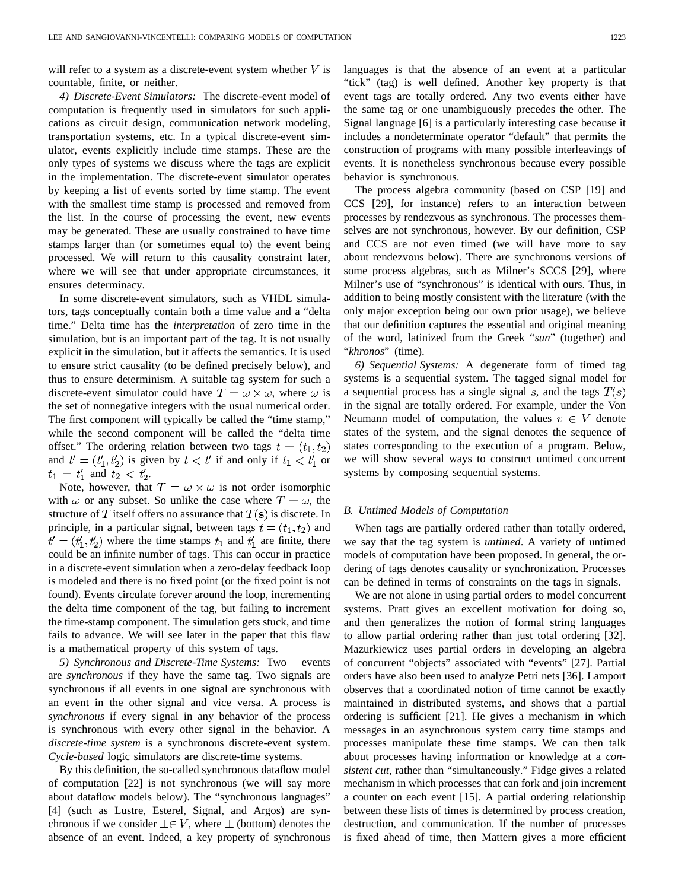will refer to a system as a discrete-event system whether $V$ is countable, finite, or neither.

*4) Discrete-Event Simulators:* The discrete-event model of computation is frequently used in simulators for such applications as circuit design, communication network modeling, transportation systems, etc. In a typical discrete-event simulator, events explicitly include time stamps. These are the only types of systems we discuss where the tags are explicit in the implementation. The discrete-event simulator operates by keeping a list of events sorted by time stamp. The event with the smallest time stamp is processed and removed from the list. In the course of processing the event, new events may be generated. These are usually constrained to have time stamps larger than (or sometimes equal to) the event being processed. We will return to this causality constraint later, where we will see that under appropriate circumstances, it ensures determinacy.

In some discrete-event simulators, such as VHDL simulators, tags conceptually contain both a time value and a "delta time." Delta time has the *interpretation* of zero time in the simulation, but is an important part of the tag. It is not usually explicit in the simulation, but it affects the semantics. It is used to ensure strict causality (to be defined precisely below), and thus to ensure determinism. A suitable tag system for such a discrete-event simulator could have $T = \omega \times \omega$, where $\omega$ is the set of nonnegative integers with the usual numerical order. The first component will typically be called the "time stamp," while the second component will be called the "delta time offset." The ordering relation between two tags $t = (t_1, t_2)$ and $t' = (t'_1, t'_2)$ is given by $t < t'$ if and only if $t_1 < t'_1$ or $t_1 = t'_1$ and $t_2 < t'_2$.

Note, however, that $T = \omega \times \omega$ is not order isomorphic with $\omega$ or any subset. So unlike the case where $T = \omega$, the structure of $T$ itself offers no assurance that $T(\mathbf{s})$ is discrete. In principle, in a particular signal, between tags $t = (t_1, t_2)$ and $t' = (t'_1, t'_2)$ where the time stamps $t_1$ and $t'_1$ are finite, there could be an infinite number of tags. This can occur in practice in a discrete-event simulation when a zero-delay feedback loop is modeled and there is no fixed point (or the fixed point is not found). Events circulate forever around the loop, incrementing the delta time component of the tag, but failing to increment the time-stamp component. The simulation gets stuck, and time fails to advance. We will see later in the paper that this flaw is a mathematical property of this system of tags.

*5) Synchronous and Discrete-Time Systems:* Two events are *synchronous* if they have the same tag. Two signals are synchronous if all events in one signal are synchronous with an event in the other signal and vice versa. A process is *synchronous* if every signal in any behavior of the process is synchronous with every other signal in the behavior. A *discrete-time system* is a synchronous discrete-event system. *Cycle-based* logic simulators are discrete-time systems.

By this definition, the so-called synchronous dataflow model of computation [22] is not synchronous (we will say more about dataflow models below). The "synchronous languages" [4] (such as Lustre, Esterel, Signal, and Argos) are synchronous if we consider $\perp \in V$, where $\perp$ (bottom) denotes the absence of an event. Indeed, a key property of synchronous languages is that the absence of an event at a particular "tick" (tag) is well defined. Another key property is that event tags are totally ordered. Any two events either have the same tag or one unambiguously precedes the other. The Signal language [6] is a particularly interesting case because it includes a nondeterminate operator "default" that permits the construction of programs with many possible interleavings of events. It is nonetheless synchronous because every possible behavior is synchronous.

The process algebra community (based on CSP [19] and CCS [29], for instance) refers to an interaction between processes by rendezvous as synchronous. The processes themselves are not synchronous, however. By our definition, CSP and CCS are not even timed (we will have more to say about rendezvous below). There are synchronous versions of some process algebras, such as Milner's SCCS [29], where Milner's use of "synchronous" is identical with ours. Thus, in addition to being mostly consistent with the literature (with the only major exception being our own prior usage), we believe that our definition captures the essential and original meaning of the word, latinized from the Greek "*sun*" (together) and "*khronos*" (time).

*6) Sequential Systems:* A degenerate form of timed tag systems is a sequential system. The tagged signal model for a sequential process has a single signal $s$, and the tags $T(s)$ in the signal are totally ordered. For example, under the Von Neumann model of computation, the values $v \in V$ denote states of the system, and the signal denotes the sequence of states corresponding to the execution of a program. Below, we will show several ways to construct untimed concurrent systems by composing sequential systems.

### B. Untimed Models of Computation

When tags are partially ordered rather than totally ordered, we say that the tag system is *untimed*. A variety of untimed models of computation have been proposed. In general, the ordering of tags denotes causality or synchronization. Processes can be defined in terms of constraints on the tags in signals.

We are not alone in using partial orders to model concurrent systems. Pratt gives an excellent motivation for doing so, and then generalizes the notion of formal string languages to allow partial ordering rather than just total ordering [32]. Mazurkiewicz uses partial orders in developing an algebra of concurrent "objects" associated with "events" [27]. Partial orders have also been used to analyze Petri nets [36]. Lamport observes that a coordinated notion of time cannot be exactly maintained in distributed systems, and shows that a partial ordering is sufficient [21]. He gives a mechanism in which messages in an asynchronous system carry time stamps and processes manipulate these time stamps. We can then talk about processes having information or knowledge at a *consistent cut*, rather than "simultaneously." Fidge gives a related mechanism in which processes that can fork and join increment a counter on each event [15]. A partial ordering relationship between these lists of times is determined by process creation, destruction, and communication. If the number of processes is fixed ahead of time, then Mattern gives a more efficient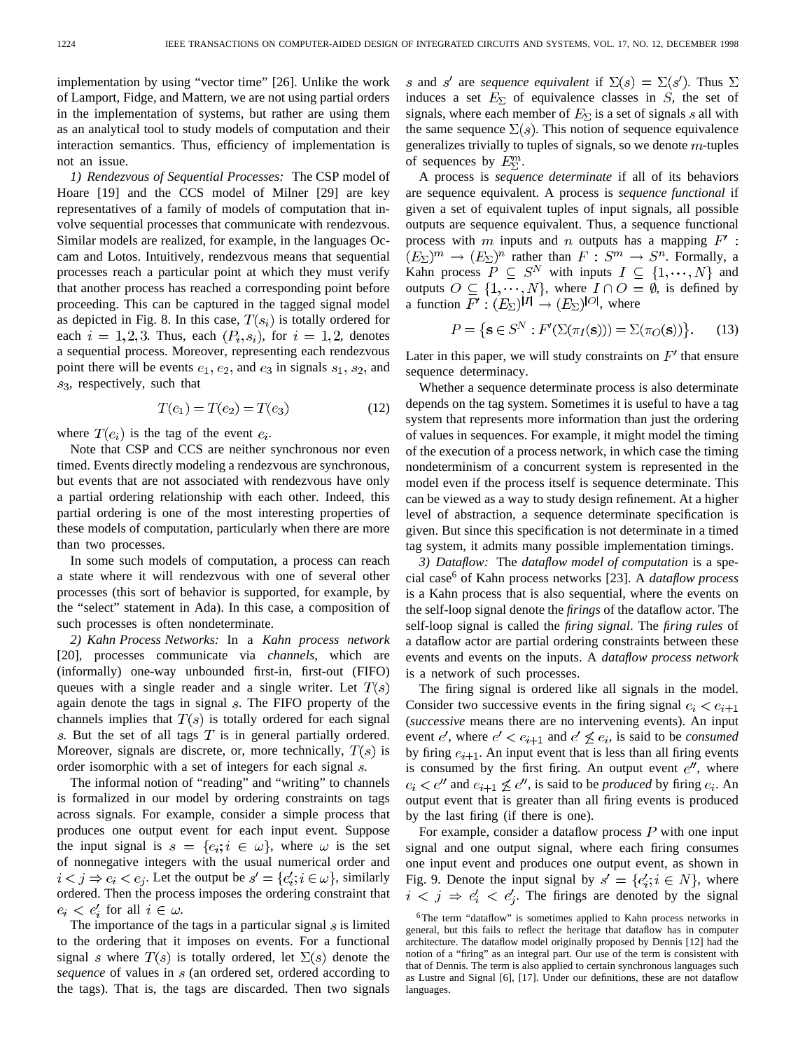implementation by using "vector time" [26]. Unlike the work of Lamport, Fidge, and Mattern, we are not using partial orders in the implementation of systems, but rather are using them as an analytical tool to study models of computation and their interaction semantics. Thus, efficiency of implementation is not an issue.

*1) Rendezvous of Sequential Processes:* The CSP model of Hoare [19] and the CCS model of Milner [29] are key representatives of a family of models of computation that involve sequential processes that communicate with rendezvous. Similar models are realized, for example, in the languages Occam and Lotos. Intuitively, rendezvous means that sequential processes reach a particular point at which they must verify that another process has reached a corresponding point before proceeding. This can be captured in the tagged signal model as depicted in Fig. 8. In this case, $T(s_i)$ is totally ordered for each $i = 1, 2, 3$. Thus, each $(P_i, s_i)$, for $i = 1, 2$, denotes a sequential process. Moreover, representing each rendezvous point there will be events $e_1$, $e_2$, and $e_3$ in signals $s_1$, $s_2$, and $s_3$, respectively, such that

$$T(e_1) = T(e_2) = T(e_3) \tag{12}$$

where $T(e_i)$ is the tag of the event $e_i$.

Note that CSP and CCS are neither synchronous nor even timed. Events directly modeling a rendezvous are synchronous, but events that are not associated with rendezvous have only a partial ordering relationship with each other. Indeed, this partial ordering is one of the most interesting properties of these models of computation, particularly when there are more than two processes.

In some such models of computation, a process can reach a state where it will rendezvous with one of several other processes (this sort of behavior is supported, for example, by the "select" statement in Ada). In this case, a composition of such processes is often nondeterminate.

*2) Kahn Process Networks:* In a *Kahn process network* [20], processes communicate via *channels*, which are (informally) one-way unbounded first-in, first-out (FIFO) queues with a single reader and a single writer. Let $T(s)$ again denote the tags in signal $s$. The FIFO property of the channels implies that $T(s)$ is totally ordered for each signal $s$. But the set of all tags $T$ is in general partially ordered. Moreover, signals are discrete, or, more technically, $T(s)$ is order isomorphic with a set of integers for each signal $s$.

The informal notion of "reading" and "writing" to channels is formalized in our model by ordering constraints on tags across signals. For example, consider a simple process that produces one output event for each input event. Suppose the input signal is $s = \{e_i; i \in \omega\}$, where $\omega$ is the set of nonnegative integers with the usual numerical order and $i < j \Rightarrow e_i < e_j$. Let the output be $s' = \{e'_i; i \in \omega\}$, similarly ordered. Then the process imposes the ordering constraint that $e_i < e'_i$ for all $i \in \omega$.

The importance of the tags in a particular signal $s$ is limited to the ordering that it imposes on events. For a functional signal $s$ where $T(s)$ is totally ordered, let $\Sigma(s)$ denote the *sequence* of values in $s$ (an ordered set, ordered according to the tags). That is, the tags are discarded. Then two signals $s$ and $s'$ are *sequence equivalent* if $\Sigma(s) = \Sigma(s')$. Thus $\Sigma$ induces a set $E_\Sigma$ of equivalence classes in $S$, the set of signals, where each member of $E_\Sigma$ is a set of signals $s$ all with the same sequence $\Sigma(s)$. This notion of sequence equivalence generalizes trivially to tuples of signals, so we denote $m$-tuples of sequences by $E^m_\Sigma$.

A process is *sequence determinate* if all of its behaviors are sequence equivalent. A process is *sequence functional* if given a set of equivalent tuples of input signals, all possible outputs are sequence equivalent. Thus, a sequence functional process with $m$ inputs and $n$ outputs has a mapping $F' : (E_\Sigma)^m \rightarrow (E_\Sigma)^n$ rather than $F : S^m \rightarrow S^n$. Formally, a Kahn process $P \subseteq S^N$ with inputs $I \subseteq \{1, \cdots, N\}$ and outputs $O \subseteq \{1, \cdots, N\}$, where $I \cap O = \emptyset$, is defined by a function $F' : (E_\Sigma)^{|I|} \rightarrow (E_\Sigma)^{|O|}$, where

$$P = \{\mathbf{s} \in S^N : F'(\Sigma(\pi_I(\mathbf{s}))) = \Sigma(\pi_O(\mathbf{s}))\}. \tag{13}$$

Later in this paper, we will study constraints on $F'$ that ensure sequence determinacy.

Whether a sequence determinate process is also determinate depends on the tag system. Sometimes it is useful to have a tag system that represents more information than just the ordering of values in sequences. For example, it might model the timing of the execution of a process network, in which case the timing nondeterminism of a concurrent system is represented in the model even if the process itself is sequence determinate. This can be viewed as a way to study design refinement. At a higher level of abstraction, a sequence determinate specification is given. But since this specification is not determinate in a timed tag system, it admits many possible implementation timings.

*3) Dataflow:* The *dataflow model of computation* is a special case[6] of Kahn process networks [23]. A *dataflow process* is a Kahn process that is also sequential, where the events on the self-loop signal denote the *firings* of the dataflow actor. The self-loop signal is called the *firing signal*. The *firing rules* of a dataflow actor are partial ordering constraints between these events and events on the inputs. A *dataflow process network* is a network of such processes.

The firing signal is ordered like all signals in the model. Consider two successive events in the firing signal $e_i < e_{i+1}$ (*successive* means there are no intervening events). An input event $e'$, where $e' < e_{i+1}$ and $e' \not\leq e_i$, is said to be *consumed* by firing $e_{i+1}$. An input event that is less than all firing events is consumed by the first firing. An output event $e''$, where $e_i < e''$ and $e_{i+1} \not\leq e''$, is said to be *produced* by firing $e_i$. An output event that is greater than all firing events is produced by the last firing (if there is one).

For example, consider a dataflow process $P$ with one input signal and one output signal, where each firing consumes one input event and produces one output event, as shown in Fig. 9. Denote the input signal by $s' = \{e'_i; i \in N\}$, where $i < j \Rightarrow e'_i < e'_j$. The firings are denoted by the signal

[6] The term "dataflow" is sometimes applied to Kahn process networks in general, but this fails to reflect the heritage that dataflow has in computer architecture. The dataflow model originally proposed by Dennis [12] had the notion of a "firing" as an integral part. Our use of the term is consistent with that of Dennis. The term is also applied to certain synchronous languages such as Lustre and Signal [6], [17]. Under our definitions, these are not dataflow languages.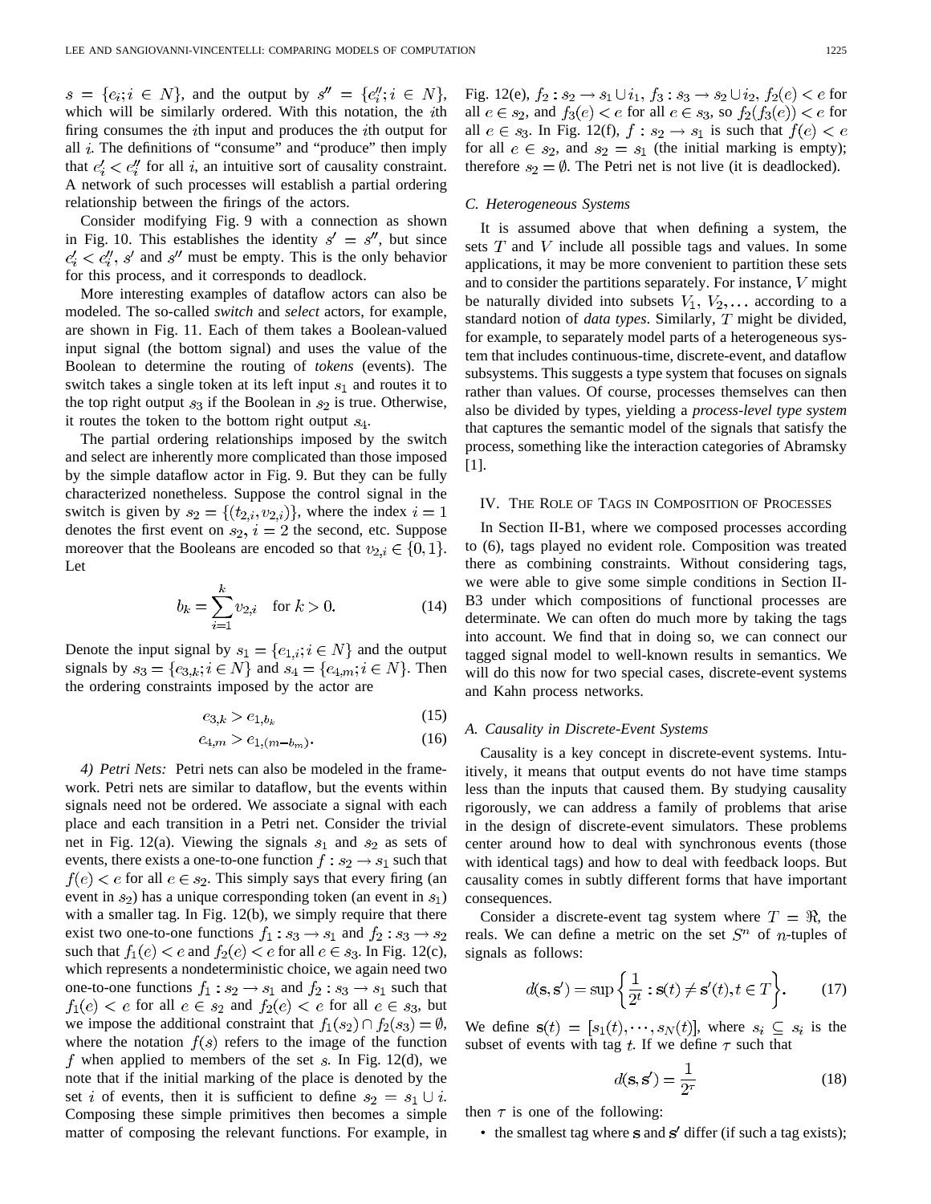$s = \{e_i; i \in N\}$, and the output by $s'' = \{e''_i; i \in N\}$, which will be similarly ordered. With this notation, the $i$th firing consumes the $i$th input and produces the $i$th output for all $i$. The definitions of "consume" and "produce" then imply that $e'_i < e''_i$ for all $i$, an intuitive sort of causality constraint. A network of such processes will establish a partial ordering relationship between the firings of the actors.

Consider modifying Fig. 9 with a connection as shown in Fig. 10. This establishes the identity $s' = s''$, but since $e'_i < e''_i$, $s'$ and $s''$ must be empty. This is the only behavior for this process, and it corresponds to deadlock.

More interesting examples of dataflow actors can also be modeled. The so-called *switch* and *select* actors, for example, are shown in Fig. 11. Each of them takes a Boolean-valued input signal (the bottom signal) and uses the value of the Boolean to determine the routing of *tokens* (events). The switch takes a single token at its left input $s_1$ and routes it to the top right output $s_3$ if the Boolean in $s_2$ is true. Otherwise, it routes the token to the bottom right output $s_4$.

The partial ordering relationships imposed by the switch and select are inherently more complicated than those imposed by the simple dataflow actor in Fig. 9. But they can be fully characterized nonetheless. Suppose the control signal in the switch is given by $s_2 = \{(t_{2,i}, v_{2,i})\}$, where the index $i = 1$ denotes the first event on $s_2$, $i = 2$ the second, etc. Suppose moreover that the Booleans are encoded so that $v_{2,i} \in \{0, 1\}$. Let

$$b_k = \sum_{i=1}^{k} v_{2,i} \quad \text{for } k > 0. \tag{14}$$

Denote the input signal by $s_1 = \{e_{1,i}; i \in N\}$ and the output signals by $s_3 = \{e_{3,k}; i \in N\}$ and $s_4 = \{e_{4,m}; i \in N\}$. Then the ordering constraints imposed by the actor are

$$e_{3,k} > e_{1,b_k} \tag{15}$$

$$e_{4,m} > e_{1,(m-b_m)}. \tag{16}$$

*4) Petri Nets:* Petri nets can also be modeled in the framework. Petri nets are similar to dataflow, but the events within signals need not be ordered. We associate a signal with each place and each transition in a Petri net. Consider the trivial net in Fig. 12(a). Viewing the signals $s_1$ and $s_2$ as sets of events, there exists a one-to-one function $f : s_2 \to s_1$ such that $f(e) < e$ for all $e \in s_2$. This simply says that every firing (an event in $s_2$) has a unique corresponding token (an event in $s_1$) with a smaller tag. In Fig. 12(b), we simply require that there exist two one-to-one functions $f_1 : s_3 \to s_1$ and $f_2 : s_3 \to s_2$ such that $f_1(e) < e$ and $f_2(e) < e$ for all $e \in s_3$. In Fig. 12(c), which represents a nondeterministic choice, we again need two one-to-one functions $f_1 : s_2 \to s_1$ and $f_2 : s_3 \to s_1$ such that $f_1(e) < e$ for all $e \in s_2$ and $f_2(e) < e$ for all $e \in s_3$, but we impose the additional constraint that $f_1(s_2) \cap f_2(s_3) = \emptyset$, where the notation $f(s)$ refers to the image of the function $f$ when applied to members of the set $s$. In Fig. 12(d), we note that if the initial marking of the place is denoted by the set $i$ of events, then it is sufficient to define $s_2 = s_1 \cup i$. Composing these simple primitives then becomes a simple matter of composing the relevant functions. For example, in Fig. 12(e), $f_2 : s_2 \to s_1 \cup i_1$, $f_3 : s_3 \to s_2 \cup i_2$, $f_2(e) < e$ for all $e \in s_2$, and $f_3(e) < e$ for all $e \in s_3$, so $f_2(f_3(e)) < e$ for all $e \in s_3$. In Fig. 12(f), $f : s_2 \to s_1$ is such that $f(e) < e$ for all $e \in s_2$, and $s_2 = s_1$ (the initial marking is empty); therefore $s_2 = \emptyset$. The Petri net is not live (it is deadlocked).

### C. Heterogeneous Systems

It is assumed above that when defining a system, the sets $T$ and $V$ include all possible tags and values. In some applications, it may be more convenient to partition these sets and to consider the partitions separately. For instance, $V$ might be naturally divided into subsets $V_1, V_2, \ldots$ according to a standard notion of *data types*. Similarly, $T$ might be divided, for example, to separately model parts of a heterogeneous system that includes continuous-time, discrete-event, and dataflow subsystems. This suggests a type system that focuses on signals rather than values. Of course, processes themselves can then also be divided by types, yielding a *process-level type system* that captures the semantic model of the signals that satisfy the process, something like the interaction categories of Abramsky [1].

## IV. The Role of Tags in Composition of Processes

In Section II-B1, where we composed processes according to (6), tags played no evident role. Composition was treated there as combining constraints. Without considering tags, we were able to give some simple conditions in Section II-B3 under which compositions of functional processes are determinate. We can often do much more by taking the tags into account. We find that in doing so, we can connect our tagged signal model to well-known results in semantics. We will do this now for two special cases, discrete-event systems and Kahn process networks.

### A. Causality in Discrete-Event Systems

Causality is a key concept in discrete-event systems. Intuitively, it means that output events do not have time stamps less than the inputs that caused them. By studying causality rigorously, we can address a family of problems that arise in the design of discrete-event simulators. These problems center around how to deal with synchronous events (those with identical tags) and how to deal with feedback loops. But causality comes in subtly different forms that have important consequences.

Consider a discrete-event tag system where $T = \Re$, the reals. We can define a metric on the set $S^n$ of $n$-tuples of signals as follows:

$$d(\mathbf{s}, \mathbf{s}') = \sup\left\{\frac{1}{2^t} : \mathbf{s}(t) \neq \mathbf{s}'(t), t \in T\right\}. \tag{17}$$

We define $\mathbf{s}(t) = [s_1(t), \cdots, s_N(t)]$, where $s_i \subseteq s_i$ is the subset of events with tag $t$. If we define $\tau$ such that

$$d(\mathbf{s}, \mathbf{s}') = \frac{1}{2^\tau} \tag{18}$$

then $\tau$ is one of the following:

- the smallest tag where $\mathbf{s}$ and $\mathbf{s}'$ differ (if such a tag exists);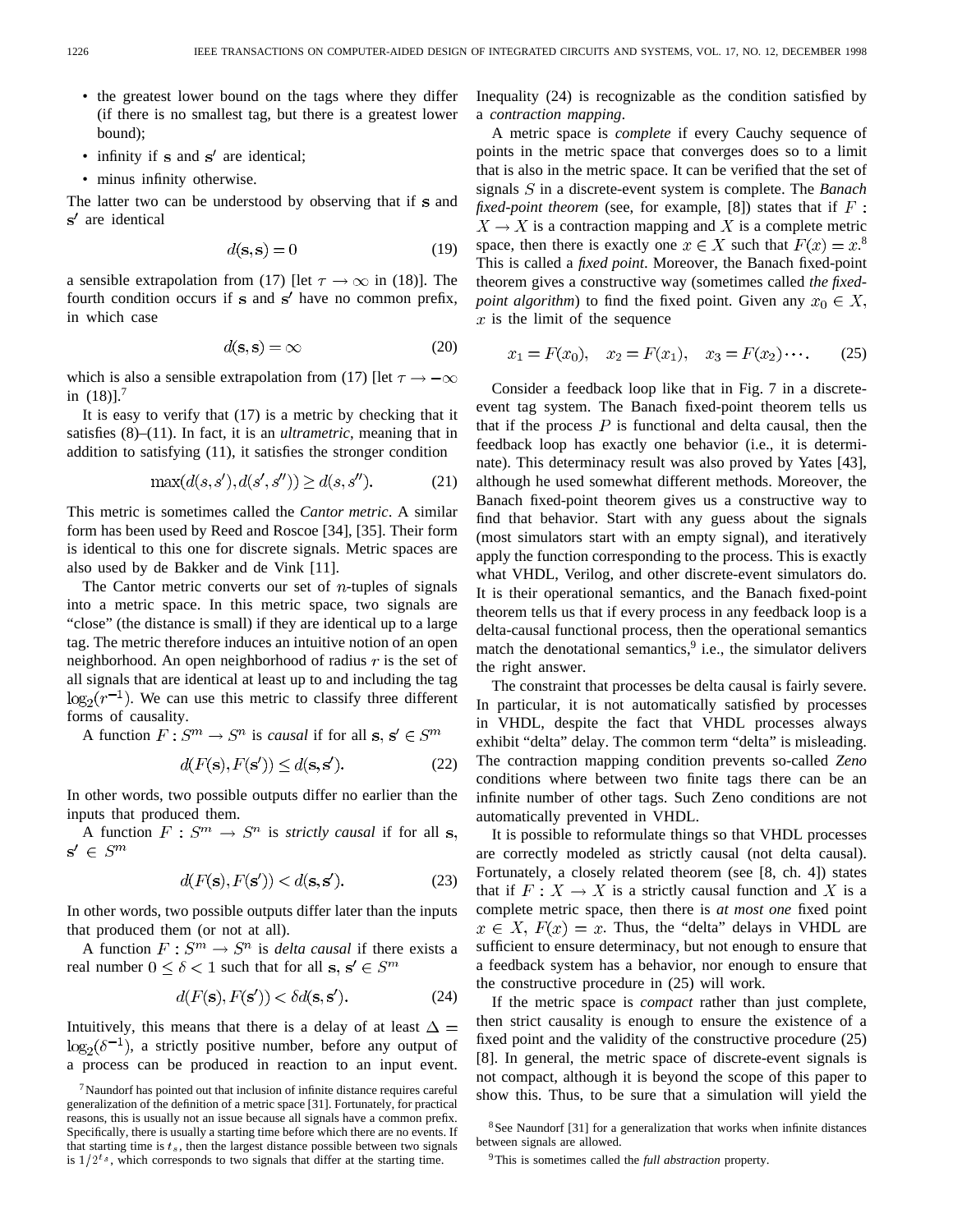- the greatest lower bound on the tags where they differ (if there is no smallest tag, but there is a greatest lower bound);
- infinity if $\mathbf{s}$ and $\mathbf{s}'$ are identical;
- minus infinity otherwise.

The latter two can be understood by observing that if $\mathbf{s}$ and $\mathbf{s}'$ are identical

$$d(\mathbf{s}, \mathbf{s}) = 0 \tag{19}$$

a sensible extrapolation from (17) [let $\tau \to \infty$ in (18)]. The fourth condition occurs if $\mathbf{s}$ and $\mathbf{s}'$ have no common prefix, in which case

$$d(\mathbf{s}, \mathbf{s}) = \infty \tag{20}$$

which is also a sensible extrapolation from (17) [let $\tau \to -\infty$ in (18)].[7]

It is easy to verify that (17) is a metric by checking that it satisfies (8)–(11). In fact, it is an *ultrametric*, meaning that in addition to satisfying (11), it satisfies the stronger condition

$$\max(d(s, s'), d(s', s'')) \geq d(s, s''). \tag{21}$$

This metric is sometimes called the *Cantor metric*. A similar form has been used by Reed and Roscoe [34], [35]. Their form is identical to this one for discrete signals. Metric spaces are also used by de Bakker and de Vink [11].

The Cantor metric converts our set of $n$-tuples of signals into a metric space. In this metric space, two signals are "close" (the distance is small) if they are identical up to a large tag. The metric therefore induces an intuitive notion of an open neighborhood. An open neighborhood of radius $r$ is the set of all signals that are identical at least up to and including the tag $\log_2(r^{-1})$. We can use this metric to classify three different forms of causality.

A function $F: S^m \to S^n$ is *causal* if for all $\mathbf{s}, \mathbf{s}' \in S^m$

$$d(F(\mathbf{s}), F(\mathbf{s}')) \leq d(\mathbf{s}, \mathbf{s}'). \tag{22}$$

In other words, two possible outputs differ no earlier than the inputs that produced them.

A function $F: S^m \to S^n$ is *strictly causal* if for all $\mathbf{s}, \mathbf{s}' \in S^m$

$$d(F(\mathbf{s}), F(\mathbf{s}')) < d(\mathbf{s}, \mathbf{s}'). \tag{23}$$

In other words, two possible outputs differ later than the inputs that produced them (or not at all).

A function $F: S^m \to S^n$ is *delta causal* if there exists a real number $0 \leq \delta < 1$ such that for all $\mathbf{s}, \mathbf{s}' \in S^m$

$$d(F(\mathbf{s}), F(\mathbf{s}')) < \delta d(\mathbf{s}, \mathbf{s}'). \tag{24}$$

Intuitively, this means that there is a delay of at least $\Delta = \log_2(\delta^{-1})$, a strictly positive number, before any output of a process can be produced in reaction to an input event. Inequality (24) is recognizable as the condition satisfied by a *contraction mapping*.

A metric space is *complete* if every Cauchy sequence of points in the metric space that converges does so to a limit that is also in the metric space. It can be verified that the set of signals $S$ in a discrete-event system is complete. The *Banach fixed-point theorem* (see, for example, [8]) states that if $F: X \to X$ is a contraction mapping and $X$ is a complete metric space, then there is exactly one $x \in X$ such that $F(x) = x$.[8] This is called a *fixed point*. Moreover, the Banach fixed-point theorem gives a constructive way (sometimes called *the fixed-point algorithm*) to find the fixed point. Given any $x_0 \in X$, $x$ is the limit of the sequence

$$x_1 = F(x_0), \quad x_2 = F(x_1), \quad x_3 = F(x_2) \cdots. \tag{25}$$

Consider a feedback loop like that in Fig. 7 in a discrete-event tag system. The Banach fixed-point theorem tells us that if the process $P$ is functional and delta causal, then the feedback loop has exactly one behavior (i.e., it is determinate). This determinacy result was also proved by Yates [43], although he used somewhat different methods. Moreover, the Banach fixed-point theorem gives us a constructive way to find that behavior. Start with any guess about the signals (most simulators start with an empty signal), and iteratively apply the function corresponding to the process. This is exactly what VHDL, Verilog, and other discrete-event simulators do. It is their operational semantics, and the Banach fixed-point theorem tells us that if every process in any feedback loop is a delta-causal functional process, then the operational semantics match the denotational semantics,[9] i.e., the simulator delivers the right answer.

The constraint that processes be delta causal is fairly severe. In particular, it is not automatically satisfied by processes in VHDL, despite the fact that VHDL processes always exhibit "delta" delay. The common term "delta" is misleading. The contraction mapping condition prevents so-called *Zeno* conditions where between two finite tags there can be an infinite number of other tags. Such Zeno conditions are not automatically prevented in VHDL.

It is possible to reformulate things so that VHDL processes are correctly modeled as strictly causal (not delta causal). Fortunately, a closely related theorem (see [8, ch. 4]) states that if $F: X \to X$ is a strictly causal function and $X$ is a complete metric space, then there is *at most one* fixed point $x \in X$, $F(x) = x$. Thus, the "delta" delays in VHDL are sufficient to ensure determinacy, but not enough to ensure that a feedback system has a behavior, nor enough to ensure that the constructive procedure in (25) will work.

If the metric space is *compact* rather than just complete, then strict causality is enough to ensure the existence of a fixed point and the validity of the constructive procedure (25) [8]. In general, the metric space of discrete-event signals is not compact, although it is beyond the scope of this paper to show this. Thus, to be sure that a simulation will yield the

[7] Naundorf has pointed out that inclusion of infinite distance requires careful generalization of the definition of a metric space [31]. Fortunately, for practical reasons, this is usually not an issue because all signals have a common prefix. Specifically, there is usually a starting time before which there are no events. If that starting time is $t_s$, then the largest distance possible between two signals is $1/2^{t_s}$, which corresponds to two signals that differ at the starting time.

[8] See Naundorf [31] for a generalization that works when infinite distances between signals are allowed.

[9] This is sometimes called the *full abstraction* property.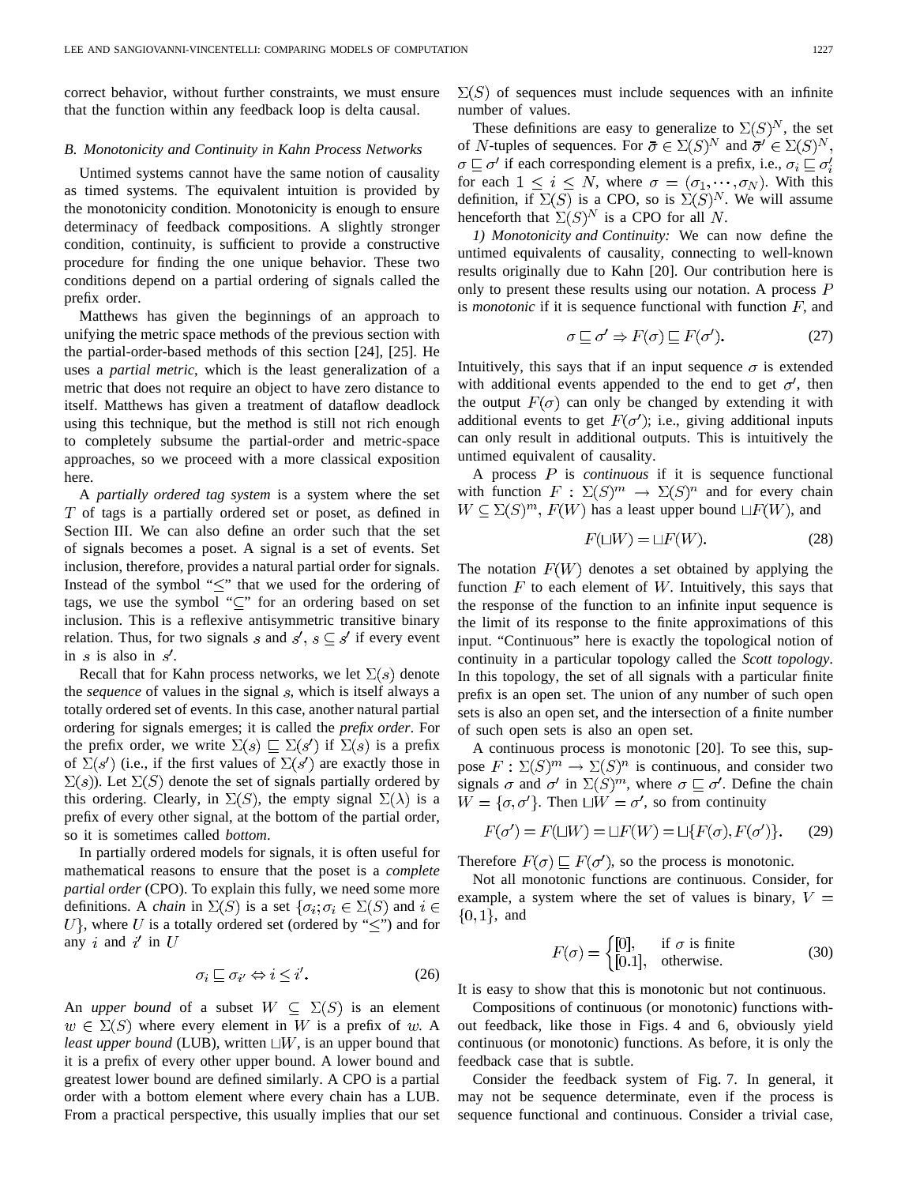correct behavior, without further constraints, we must ensure that the function within any feedback loop is delta causal.

### B. Monotonicity and Continuity in Kahn Process Networks

Untimed systems cannot have the same notion of causality as timed systems. The equivalent intuition is provided by the monotonicity condition. Monotonicity is enough to ensure determinacy of feedback compositions. A slightly stronger condition, continuity, is sufficient to provide a constructive procedure for finding the one unique behavior. These two conditions depend on a partial ordering of signals called the prefix order.

Matthews has given the beginnings of an approach to unifying the metric space methods of the previous section with the partial-order-based methods of this section [24], [25]. He uses a *partial metric*, which is the least generalization of a metric that does not require an object to have zero distance to itself. Matthews has given a treatment of dataflow deadlock using this technique, but the method is still not rich enough to completely subsume the partial-order and metric-space approaches, so we proceed with a more classical exposition here.

A *partially ordered tag system* is a system where the set $T$ of tags is a partially ordered set or poset, as defined in Section III. We can also define an order such that the set of signals becomes a poset. A signal is a set of events. Set inclusion, therefore, provides a natural partial order for signals. Instead of the symbol "$\leq$" that we used for the ordering of tags, we use the symbol "$\subseteq$" for an ordering based on set inclusion. This is a reflexive antisymmetric transitive binary relation. Thus, for two signals $s$ and $s'$, $s \subseteq s'$ if every event in $s$ is also in $s'$.

Recall that for Kahn process networks, we let $\Sigma(s)$ denote the *sequence* of values in the signal $s$, which is itself always a totally ordered set of events. In this case, another natural partial ordering for signals emerges; it is called the *prefix order*. For the prefix order, we write $\Sigma(s) \sqsubseteq \Sigma(s')$ if $\Sigma(s)$ is a prefix of $\Sigma(s')$ (i.e., if the first values of $\Sigma(s')$ are exactly those in $\Sigma(s)$). Let $\Sigma(S)$ denote the set of signals partially ordered by this ordering. Clearly, in $\Sigma(S)$, the empty signal $\Sigma(\lambda)$ is a prefix of every other signal, at the bottom of the partial order, so it is sometimes called *bottom*.

In partially ordered models for signals, it is often useful for mathematical reasons to ensure that the poset is a *complete partial order* (CPO). To explain this fully, we need some more definitions. A *chain* in $\Sigma(S)$ is a set $\{\sigma_i; \sigma_i \in \Sigma(S) \text{ and } i \in U\}$, where $U$ is a totally ordered set (ordered by "$\leq$") and for any $i$ and $i'$ in $U$

$$\sigma_i \sqsubseteq \sigma_{i'} \Leftrightarrow i \leq i'. \tag{26}$$

An *upper bound* of a subset $W \subseteq \Sigma(S)$ is an element $w \in \Sigma(S)$ where every element in $W$ is a prefix of $w$. A *least upper bound* (LUB), written $\sqcup W$, is an upper bound that it is a prefix of every other upper bound. A lower bound and greatest lower bound are defined similarly. A CPO is a partial order with a bottom element where every chain has a LUB. From a practical perspective, this usually implies that our set $\Sigma(S)$ of sequences must include sequences with an infinite number of values.

These definitions are easy to generalize to $\Sigma(S)^N$, the set of $N$-tuples of sequences. For $\bar{\sigma} \in \Sigma(S)^N$ and $\bar{\sigma}' \in \Sigma(S)^N$, $\sigma \sqsubseteq \sigma'$ if each corresponding element is a prefix, i.e., $\sigma_i \sqsubseteq \sigma_i'$ for each $1 \leq i \leq N$, where $\sigma = (\sigma_1, \cdots, \sigma_N)$. With this definition, if $\Sigma(S)$ is a CPO, so is $\Sigma(S)^N$. We will assume henceforth that $\Sigma(S)^N$ is a CPO for all $N$.

*1) Monotonicity and Continuity:* We can now define the untimed equivalents of causality, connecting to well-known results originally due to Kahn [20]. Our contribution here is only to present these results using our notation. A process $P$ is *monotonic* if it is sequence functional with function $F$, and

$$\sigma \sqsubseteq \sigma' \Rightarrow F(\sigma) \sqsubseteq F(\sigma'). \tag{27}$$

Intuitively, this says that if an input sequence $\sigma$ is extended with additional events appended to the end to get $\sigma'$, then the output $F(\sigma)$ can only be changed by extending it with additional events to get $F(\sigma')$; i.e., giving additional inputs can only result in additional outputs. This is intuitively the untimed equivalent of causality.

A process $P$ is *continuous* if it is sequence functional with function $F : \Sigma(S)^m \rightarrow \Sigma(S)^n$ and for every chain $W \subseteq \Sigma(S)^m$, $F(W)$ has a least upper bound $\sqcup F(W)$, and

$$F(\sqcup W) = \sqcup F(W). \tag{28}$$

The notation $F(W)$ denotes a set obtained by applying the function $F$ to each element of $W$. Intuitively, this says that the response of the function to an infinite input sequence is the limit of its response to the finite approximations of this input. "Continuous" here is exactly the topological notion of continuity in a particular topology called the *Scott topology*. In this topology, the set of all signals with a particular finite prefix is an open set. The union of any number of such open sets is also an open set, and the intersection of a finite number of such open sets is also an open set.

A continuous process is monotonic [20]. To see this, suppose $F : \Sigma(S)^m \rightarrow \Sigma(S)^n$ is continuous, and consider two signals $\sigma$ and $\sigma'$ in $\Sigma(S)^m$, where $\sigma \sqsubseteq \sigma'$. Define the chain $W = \{\sigma, \sigma'\}$. Then $\sqcup W = \sigma'$, so from continuity

$$F(\sigma') = F(\sqcup W) = \sqcup F(W) = \sqcup\{F(\sigma), F(\sigma')\}. \tag{29}$$

Therefore $F(\sigma) \sqsubseteq F(\sigma')$, so the process is monotonic.

Not all monotonic functions are continuous. Consider, for example, a system where the set of values is binary, $V = \{0, 1\}$, and

$$F(\sigma) = \begin{cases} [0], & \text{if } \sigma \text{ is finite} \\ [0, 1], & \text{otherwise.} \end{cases} \tag{30}$$

It is easy to show that this is monotonic but not continuous.

Compositions of continuous (or monotonic) functions without feedback, like those in Figs. 4 and 6, obviously yield continuous (or monotonic) functions. As before, it is only the feedback case that is subtle.

Consider the feedback system of Fig. 7. In general, it may not be sequence determinate, even if the process is sequence functional and continuous. Consider a trivial case,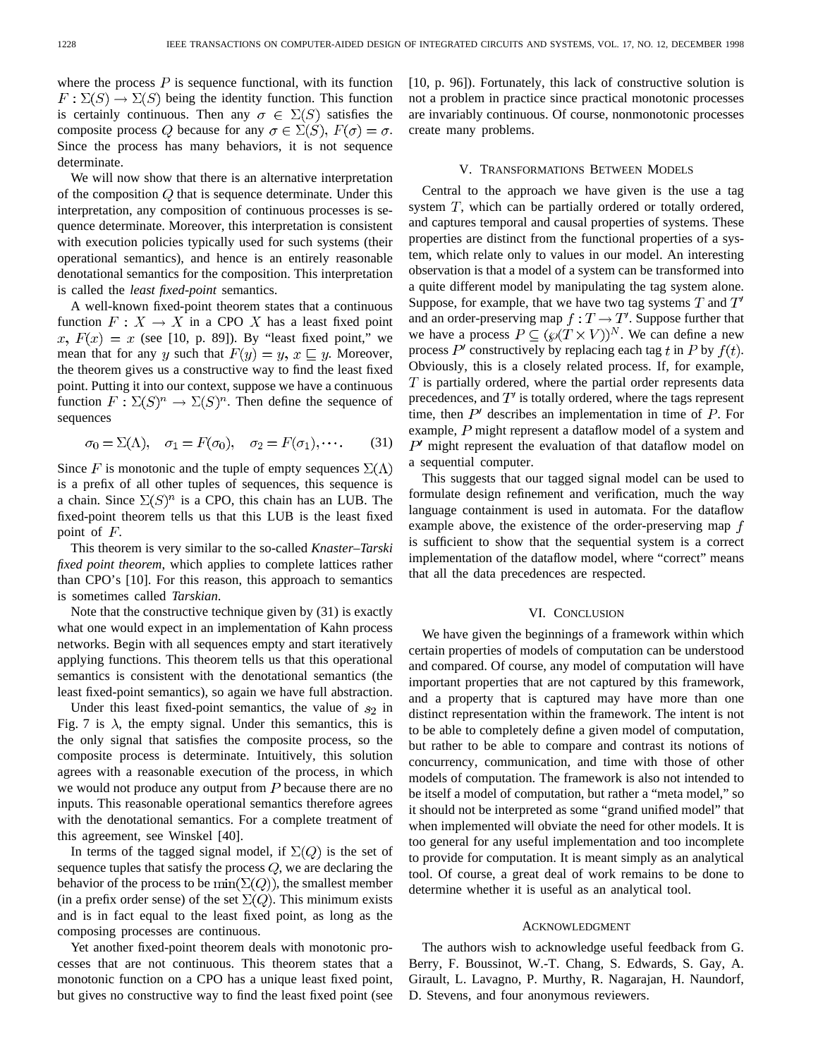where the process $P$ is sequence functional, with its function $F : \Sigma(S) \rightarrow \Sigma(S)$ being the identity function. This function is certainly continuous. Then any $\sigma \in \Sigma(S)$ satisfies the composite process $Q$ because for any $\sigma \in \Sigma(S)$, $F(\sigma) = \sigma$. Since the process has many behaviors, it is not sequence determinate.

We will now show that there is an alternative interpretation of the composition $Q$ that is sequence determinate. Under this interpretation, any composition of continuous processes is sequence determinate. Moreover, this interpretation is consistent with execution policies typically used for such systems (their operational semantics), and hence is an entirely reasonable denotational semantics for the composition. This interpretation is called the *least fixed-point* semantics.

A well-known fixed-point theorem states that a continuous function $F : X \rightarrow X$ in a CPO $X$ has a least fixed point $x$, $F(x) = x$ (see [10, p. 89]). By "least fixed point," we mean that for any $y$ such that $F(y) = y$, $x \sqsubseteq y$. Moreover, the theorem gives us a constructive way to find the least fixed point. Putting it into our context, suppose we have a continuous function $F : \Sigma(S)^n \rightarrow \Sigma(S)^n$. Then define the sequence of sequences

$$\sigma_0 = \Sigma(\Lambda), \quad \sigma_1 = F(\sigma_0), \quad \sigma_2 = F(\sigma_1), \cdots. \tag{31}$$

Since $F$ is monotonic and the tuple of empty sequences $\Sigma(\Lambda)$ is a prefix of all other tuples of sequences, this sequence is a chain. Since $\Sigma(S)^n$ is a CPO, this chain has an LUB. The fixed-point theorem tells us that this LUB is the least fixed point of $F$.

This theorem is very similar to the so-called *Knaster–Tarski fixed point theorem*, which applies to complete lattices rather than CPO's [10]. For this reason, this approach to semantics is sometimes called *Tarskian.*

Note that the constructive technique given by (31) is exactly what one would expect in an implementation of Kahn process networks. Begin with all sequences empty and start iteratively applying functions. This theorem tells us that this operational semantics is consistent with the denotational semantics (the least fixed-point semantics), so again we have full abstraction.

Under this least fixed-point semantics, the value of $s_2$ in Fig. 7 is $\lambda$, the empty signal. Under this semantics, this is the only signal that satisfies the composite process, so the composite process is determinate. Intuitively, this solution agrees with a reasonable execution of the process, in which we would not produce any output from $P$ because there are no inputs. This reasonable operational semantics therefore agrees with the denotational semantics. For a complete treatment of this agreement, see Winskel [40].

In terms of the tagged signal model, if $\Sigma(Q)$ is the set of sequence tuples that satisfy the process $Q$, we are declaring the behavior of the process to be $\min(\Sigma(Q))$, the smallest member (in a prefix order sense) of the set $\Sigma(Q)$. This minimum exists and is in fact equal to the least fixed point, as long as the composing processes are continuous.

Yet another fixed-point theorem deals with monotonic processes that are not continuous. This theorem states that a monotonic function on a CPO has a unique least fixed point, but gives no constructive way to find the least fixed point (see [10, p. 96]). Fortunately, this lack of constructive solution is not a problem in practice since practical monotonic processes are invariably continuous. Of course, nonmonotonic processes create many problems.

## V. Transformations Between Models

Central to the approach we have given is the use a tag system $T$, which can be partially ordered or totally ordered, and captures temporal and causal properties of systems. These properties are distinct from the functional properties of a system, which relate only to values in our model. An interesting observation is that a model of a system can be transformed into a quite different model by manipulating the tag system alone. Suppose, for example, that we have two tag systems $T$ and $T'$ and an order-preserving map $f : T \rightarrow T'$. Suppose further that we have a process $P \subseteq (\wp(T \times V))^N$. We can define a new process $P'$ constructively by replacing each tag $t$ in $P$ by $f(t)$. Obviously, this is a closely related process. If, for example, $T$ is partially ordered, where the partial order represents data precedences, and $T'$ is totally ordered, where the tags represent time, then $P'$ describes an implementation in time of $P$. For example, $P$ might represent a dataflow model of a system and $P'$ might represent the evaluation of that dataflow model on a sequential computer.

This suggests that our tagged signal model can be used to formulate design refinement and verification, much the way language containment is used in automata. For the dataflow example above, the existence of the order-preserving map $f$ is sufficient to show that the sequential system is a correct implementation of the dataflow model, where "correct" means that all the data precedences are respected.

## VI. Conclusion

We have given the beginnings of a framework within which certain properties of models of computation can be understood and compared. Of course, any model of computation will have important properties that are not captured by this framework, and a property that is captured may have more than one distinct representation within the framework. The intent is not to be able to completely define a given model of computation, but rather to be able to compare and contrast its notions of concurrency, communication, and time with those of other models of computation. The framework is also not intended to be itself a model of computation, but rather a "meta model," so it should not be interpreted as some "grand unified model" that when implemented will obviate the need for other models. It is too general for any useful implementation and too incomplete to provide for computation. It is meant simply as an analytical tool. Of course, a great deal of work remains to be done to determine whether it is useful as an analytical tool.

## Acknowledgment

The authors wish to acknowledge useful feedback from G. Berry, F. Boussinot, W.-T. Chang, S. Edwards, S. Gay, A. Girault, L. Lavagno, P. Murthy, R. Nagarajan, H. Naundorf, D. Stevens, and four anonymous reviewers.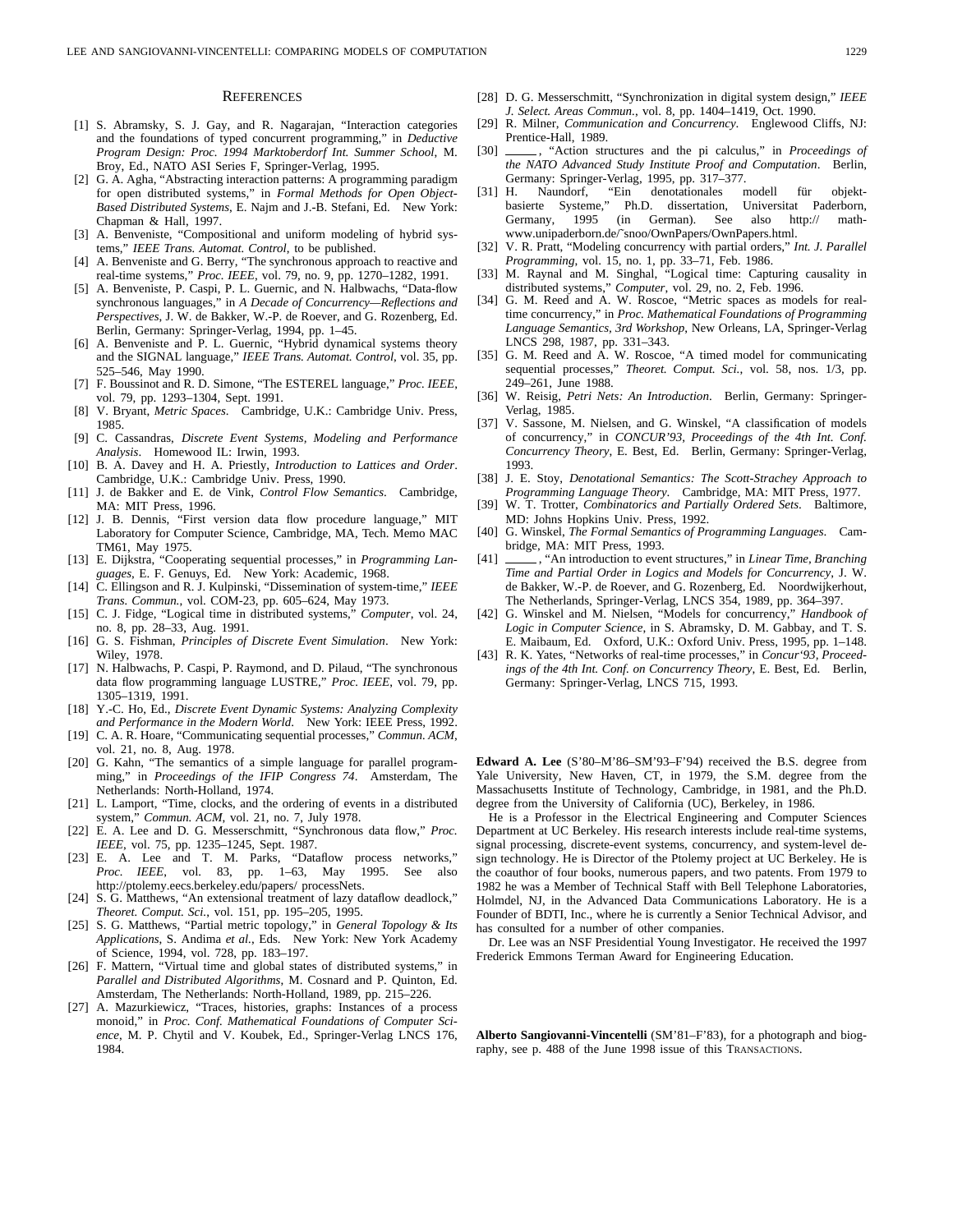## References

[1] S. Abramsky, S. J. Gay, and R. Nagarajan, "Interaction categories and the foundations of typed concurrent programming," in *Deductive Program Design: Proc. 1994 Marktoberdorf Int. Summer School*, M. Broy, Ed., NATO ASI Series F, Springer-Verlag, 1995.

[2] G. A. Agha, "Abstracting interaction patterns: A programming paradigm for open distributed systems," in *Formal Methods for Open Object-Based Distributed Systems*, E. Najm and J.-B. Stefani, Ed. New York: Chapman & Hall, 1997.

[3] A. Benveniste, "Compositional and uniform modeling of hybrid systems," *IEEE Trans. Automat. Control*, to be published.

[4] A. Benveniste and G. Berry, "The synchronous approach to reactive and real-time systems," *Proc. IEEE*, vol. 79, no. 9, pp. 1270–1282, 1991.

[5] A. Benveniste, P. Caspi, P. L. Guernic, and N. Halbwachs, "Data-flow synchronous languages," in *A Decade of Concurrency—Reflections and Perspectives*, J. W. de Bakker, W.-P. de Roever, and G. Rozenberg, Ed. Berlin, Germany: Springer-Verlag, 1994, pp. 1–45.

[6] A. Benveniste and P. L. Guernic, "Hybrid dynamical systems theory and the SIGNAL language," *IEEE Trans. Automat. Control*, vol. 35, pp. 525–546, May 1990.

[7] F. Boussinot and R. D. Simone, "The ESTEREL language," *Proc. IEEE*, vol. 79, pp. 1293–1304, Sept. 1991.

[8] V. Bryant, *Metric Spaces*. Cambridge, U.K.: Cambridge Univ. Press, 1985.

[9] C. Cassandras, *Discrete Event Systems, Modeling and Performance Analysis*. Homewood IL: Irwin, 1993.

[10] B. A. Davey and H. A. Priestly, *Introduction to Lattices and Order*. Cambridge, U.K.: Cambridge Univ. Press, 1990.

[11] J. de Bakker and E. de Vink, *Control Flow Semantics*. Cambridge, MA: MIT Press, 1996.

[12] J. B. Dennis, "First version data flow procedure language," MIT Laboratory for Computer Science, Cambridge, MA, Tech. Memo MAC TM61, May 1975.

[13] E. Dijkstra, "Cooperating sequential processes," in *Programming Languages*, E. F. Genuys, Ed. New York: Academic, 1968.

[14] C. Ellingson and R. J. Kulpinski, "Dissemination of system-time," *IEEE Trans. Commun.*, vol. COM-23, pp. 605–624, May 1973.

[15] C. J. Fidge, "Logical time in distributed systems," *Computer*, vol. 24, no. 8, pp. 28–33, Aug. 1991.

[16] G. S. Fishman, *Principles of Discrete Event Simulation*. New York: Wiley, 1978.

[17] N. Halbwachs, P. Caspi, P. Raymond, and D. Pilaud, "The synchronous data flow programming language LUSTRE," *Proc. IEEE*, vol. 79, pp. 1305–1319, 1991.

[18] Y.-C. Ho, Ed., *Discrete Event Dynamic Systems: Analyzing Complexity and Performance in the Modern World*. New York: IEEE Press, 1992.

[19] C. A. R. Hoare, "Communicating sequential processes," *Commun. ACM*, vol. 21, no. 8, Aug. 1978.

[20] G. Kahn, "The semantics of a simple language for parallel programming," in *Proceedings of the IFIP Congress 74*. Amsterdam, The Netherlands: North-Holland, 1974.

[21] L. Lamport, "Time, clocks, and the ordering of events in a distributed system," *Commun. ACM*, vol. 21, no. 7, July 1978.

[22] E. A. Lee and D. G. Messerschmitt, "Synchronous data flow," *Proc. IEEE*, vol. 75, pp. 1235–1245, Sept. 1987.

[23] E. A. Lee and T. M. Parks, "Dataflow process networks," *Proc. IEEE*, vol. 83, pp. 1–63, May 1995. See also http://ptolemy.eecs.berkeley.edu/papers/ processNets.

[24] S. G. Matthews, "An extensional treatment of lazy dataflow deadlock," *Theoret. Comput. Sci.*, vol. 151, pp. 195–205, 1995.

[25] S. G. Matthews, "Partial metric topology," in *General Topology & Its Applications*, S. Andima *et al.*, Eds. New York: New York Academy of Science, 1994, vol. 728, pp. 183–197.

[26] F. Mattern, "Virtual time and global states of distributed systems," in *Parallel and Distributed Algorithms*, M. Cosnard and P. Quinton, Ed. Amsterdam, The Netherlands: North-Holland, 1989, pp. 215–226.

[27] A. Mazurkiewicz, "Traces, histories, graphs: Instances of a process monoid," in *Proc. Conf. Mathematical Foundations of Computer Science*, M. P. Chytil and V. Koubek, Ed., Springer-Verlag LNCS 176, 1984.

[28] D. G. Messerschmitt, "Synchronization in digital system design," *IEEE J. Select. Areas Commun.*, vol. 8, pp. 1404–1419, Oct. 1990.

[29] R. Milner, *Communication and Concurrency*. Englewood Cliffs, NJ: Prentice-Hall, 1989.

[30] ——, "Action structures and the pi calculus," in *Proceedings of the NATO Advanced Study Institute Proof and Computation*. Berlin, Germany: Springer-Verlag, 1995, pp. 317–377.

[31] H. Naundorf, "Ein denotationales modell für objekt-basierte Systeme," Ph.D. dissertation, Universitat Paderborn, Germany, 1995 (in German). See also http:// math-www.unipaderborn.de/~snoo/OwnPapers/OwnPapers.html.

[32] V. R. Pratt, "Modeling concurrency with partial orders," *Int. J. Parallel Programming*, vol. 15, no. 1, pp. 33–71, Feb. 1986.

[33] M. Raynal and M. Singhal, "Logical time: Capturing causality in distributed systems," *Computer*, vol. 29, no. 2, Feb. 1996.

[34] G. M. Reed and A. W. Roscoe, "Metric spaces as models for real-time concurrency," in *Proc. Mathematical Foundations of Programming Language Semantics, 3rd Workshop*, New Orleans, LA, Springer-Verlag LNCS 298, 1987, pp. 331–343.

[35] G. M. Reed and A. W. Roscoe, "A timed model for communicating sequential processes," *Theoret. Comput. Sci.*, vol. 58, nos. 1/3, pp. 249–261, June 1988.

[36] W. Reisig, *Petri Nets: An Introduction*. Berlin, Germany: Springer-Verlag, 1985.

[37] V. Sassone, M. Nielsen, and G. Winskel, "A classification of models of concurrency," in *CONCUR'93, Proceedings of the 4th Int. Conf. Concurrency Theory*, E. Best, Ed. Berlin, Germany: Springer-Verlag, 1993.

[38] J. E. Stoy, *Denotational Semantics: The Scott-Strachey Approach to Programming Language Theory*. Cambridge, MA: MIT Press, 1977.

[39] W. T. Trotter, *Combinatorics and Partially Ordered Sets*. Baltimore, MD: Johns Hopkins Univ. Press, 1992.

[40] G. Winskel, *The Formal Semantics of Programming Languages*. Cambridge, MA: MIT Press, 1993.

[41] ——, "An introduction to event structures," in *Linear Time, Branching Time and Partial Order in Logics and Models for Concurrency*, J. W. de Bakker, W.-P. de Roever, and G. Rozenberg, Ed. Noordwijkerhout, The Netherlands, Springer-Verlag, LNCS 354, 1989, pp. 364–397.

[42] G. Winskel and M. Nielsen, "Models for concurrency," *Handbook of Logic in Computer Science*, in S. Abramsky, D. M. Gabbay, and T. S. E. Maibaum, Ed. Oxford, U.K.: Oxford Univ. Press, 1995, pp. 1–148.

[43] R. K. Yates, "Networks of real-time processes," in *Concur'93, Proceedings of the 4th Int. Conf. on Concurrency Theory*, E. Best, Ed. Berlin, Germany: Springer-Verlag, LNCS 715, 1993.

**Edward A. Lee** (S'80–M'86–SM'93–F'94) received the B.S. degree from Yale University, New Haven, CT, in 1979, the S.M. degree from the Massachusetts Institute of Technology, Cambridge, in 1981, and the Ph.D. degree from the University of California (UC), Berkeley, in 1986.

He is a Professor in the Electrical Engineering and Computer Sciences Department at UC Berkeley. His research interests include real-time systems, signal processing, discrete-event systems, concurrency, and system-level design technology. He is Director of the Ptolemy project at UC Berkeley. He is the coauthor of four books, numerous papers, and two patents. From 1979 to 1982 he was a Member of Technical Staff with Bell Telephone Laboratories, Holmdel, NJ, in the Advanced Data Communications Laboratory. He is a Founder of BDTI, Inc., where he is currently a Senior Technical Advisor, and has consulted for a number of other companies.

Dr. Lee was an NSF Presidential Young Investigator. He received the 1997 Frederick Emmons Terman Award for Engineering Education.

**Alberto Sangiovanni-Vincentelli** (SM'81–F'83), for a photograph and biography, see p. 488 of the June 1998 issue of this TRANSACTIONS.